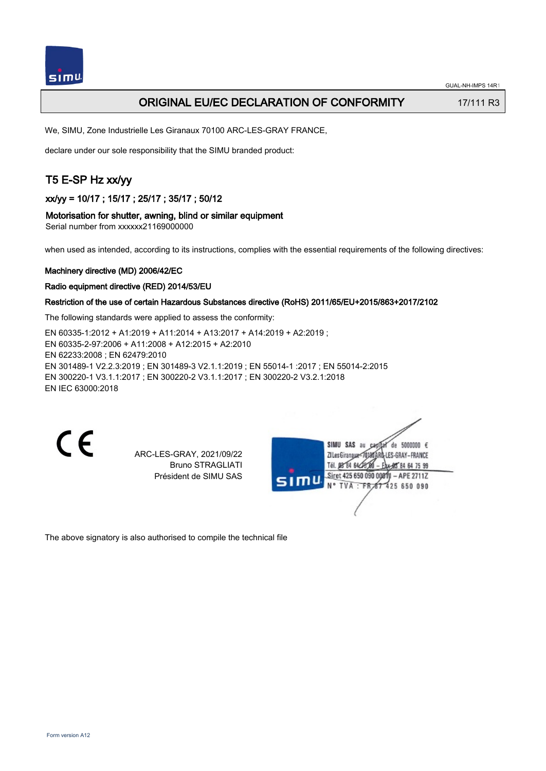GUAL-NH-IMPS 14R1

# ORIGINAL EU/EC DECLARATION OF CONFORMITY

17/111 R3

We, SIMU, Zone Industrielle Les Giranaux 70100 ARC-LES-GRAY FRANCE,

declare under our sole responsibility that the SIMU branded product:

## T5 E-SP Hz xx/yy

### xx/yy = 10/17 ; 15/17 ; 25/17 ; 35/17 ; 50/12

### Motorisation for shutter, awning, blind or similar equipment

Serial number from xxxxxx21169000000

when used as intended, according to its instructions, complies with the essential requirements of the following directives:

**Machinery directive (MD) 2006/42/EC**

**Radio equipment directive (RED) 2014/53/EU**

**Restriction of the use of certain Hazardous Substances directive (RoHS) 2011/65/EU+2015/863+2017/2102**

The following standards were applied to assess the conformity:

EN 60335-1:2012 + A1:2019 + A11:2014 + A13:2017 + A14:2019 + A2:2019 ;
EN 60335-2-97:2006 + A11:2008 + A12:2015 + A2:2010
EN 62233:2008 ; EN 62479:2010
EN 301489-1 V2.2.3:2019 ; EN 301489-3 V2.1.1:2019 ; EN 55014-1 :2017 ; EN 55014-2:2015
EN 300220-1 V3.1.1:2017 ; EN 300220-2 V3.1.1:2017 ; EN 300220-2 V3.2.1:2018
EN IEC 63000:2018

CE

ARC-LES-GRAY, 2021/09/22
Bruno STRAGLIATI
Président de SIMU SAS

SIMU SAS au capital de 5000000 €
ZI Les Giranaux 70100 ARC-LES-GRAY-FRANCE
Tél. 03 84 64 78 00 – Fax 03 84 64 75 99
Siret 425 650 090 00011 – APE 2711Z
N° TVA : FR 67 425 650 090

The above signatory is also authorised to compile the technical file

Form version A12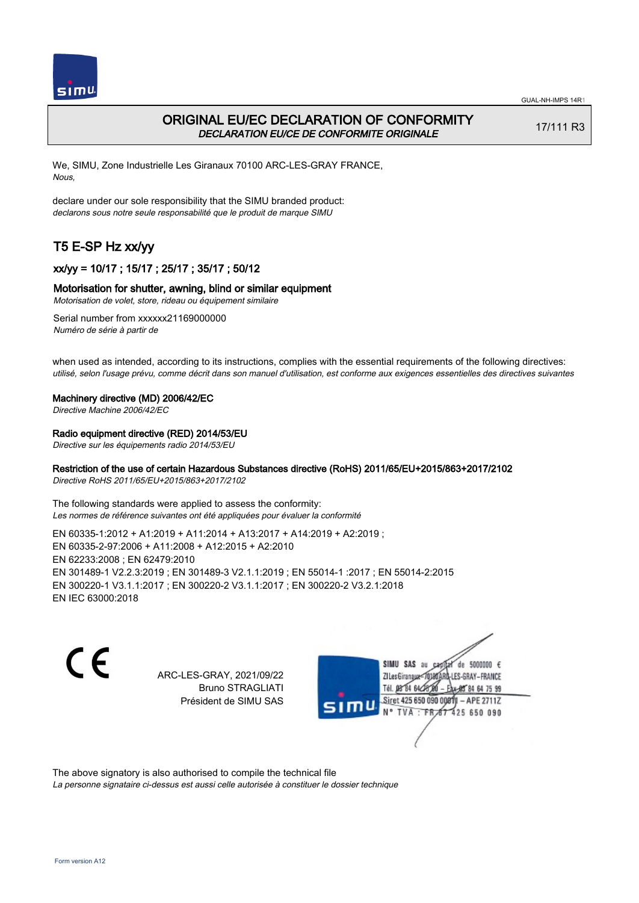# ORIGINAL EU/EC DECLARATION OF CONFORMITY

*DECLARATION EU/CE DE CONFORMITE ORIGINALE*

17/111 R3

We, SIMU, Zone Industrielle Les Giranaux 70100 ARC-LES-GRAY FRANCE,
*Nous,*

declare under our sole responsibility that the SIMU branded product:
*declarons sous notre seule responsabilité que le produit de marque SIMU*

## T5 E-SP Hz xx/yy

### xx/yy = 10/17 ; 15/17 ; 25/17 ; 35/17 ; 50/12

### Motorisation for shutter, awning, blind or similar equipment

*Motorisation de volet, store, rideau ou équipement similaire*

Serial number from xxxxxx21169000000
*Numéro de série à partir de*

when used as intended, according to its instructions, complies with the essential requirements of the following directives:
*utilisé, selon l'usage prévu, comme décrit dans son manuel d'utilisation, est conforme aux exigences essentielles des directives suivantes*

**Machinery directive (MD) 2006/42/EC**
*Directive Machine 2006/42/EC*

**Radio equipment directive (RED) 2014/53/EU**
*Directive sur les équipements radio 2014/53/EU*

**Restriction of the use of certain Hazardous Substances directive (RoHS) 2011/65/EU+2015/863+2017/2102**
*Directive RoHS 2011/65/EU+2015/863+2017/2102*

The following standards were applied to assess the conformity:
*Les normes de référence suivantes ont été appliquées pour évaluer la conformité*

EN 60335-1:2012 + A1:2019 + A11:2014 + A13:2017 + A14:2019 + A2:2019 ;
EN 60335-2-97:2006 + A11:2008 + A12:2015 + A2:2010
EN 62233:2008 ; EN 62479:2010
EN 301489-1 V2.2.3:2019 ; EN 301489-3 V2.1.1:2019 ; EN 55014-1 :2017 ; EN 55014-2:2015
EN 300220-1 V3.1.1:2017 ; EN 300220-2 V3.1.1:2017 ; EN 300220-2 V3.2.1:2018
EN IEC 63000:2018

CE

ARC-LES-GRAY, 2021/09/22
Bruno STRAGLIATI
Président de SIMU SAS

SIMU SAS au capital de 5000000 €
ZI Les Giranaux 70100 ARC-LES-GRAY-FRANCE
Tél. 03 84 64 75 00 – Fax 03 84 64 75 99
Siret 425 650 090 00011 – APE 2711Z
N° TVA : FR 67 425 650 090

The above signatory is also authorised to compile the technical file
*La personne signataire ci-dessus est aussi celle autorisée à constituer le dossier technique*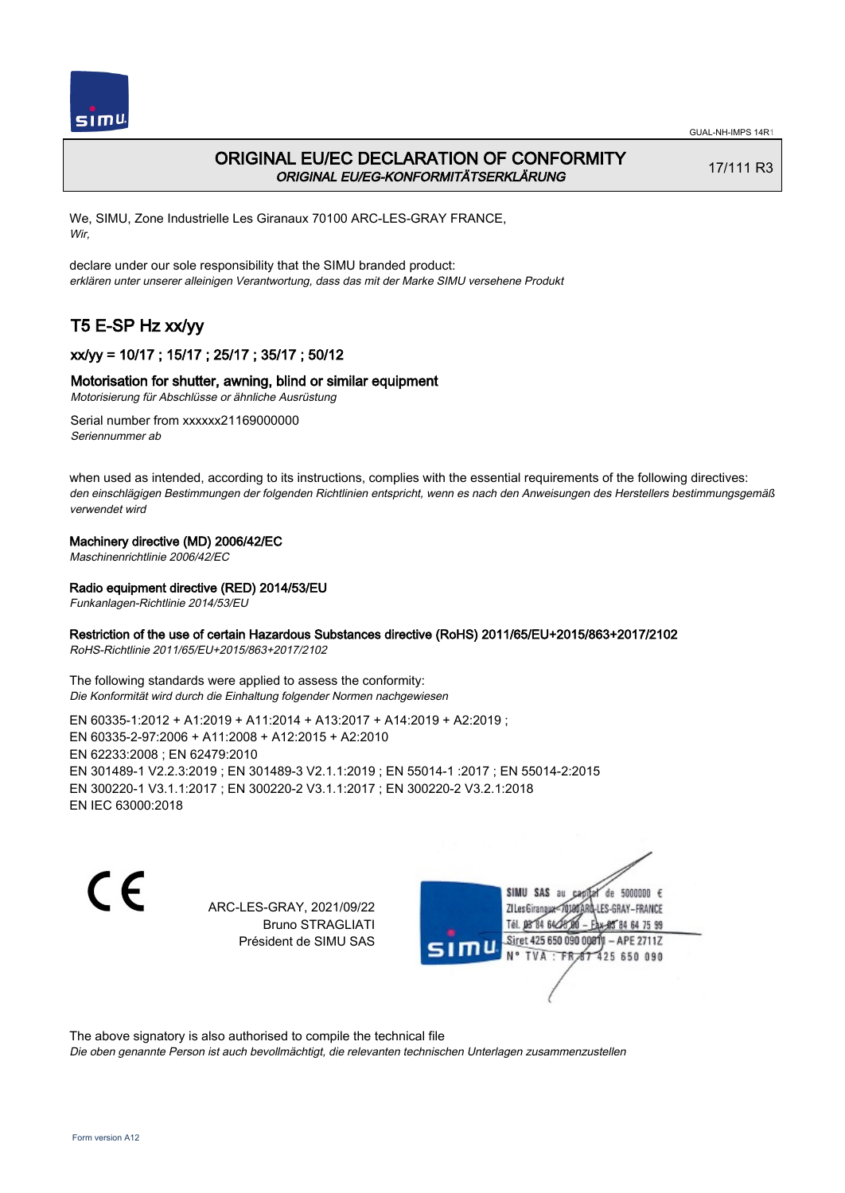GUAL-NH-IMPS 14R1

# ORIGINAL EU/EC DECLARATION OF CONFORMITY

*ORIGINAL EU/EG-KONFORMITÄTSERKLÄRUNG*

17/111 R3

We, SIMU, Zone Industrielle Les Giranaux 70100 ARC-LES-GRAY FRANCE,
*Wir,*

declare under our sole responsibility that the SIMU branded product:
*erklären unter unserer alleinigen Verantwortung, dass das mit der Marke SIMU versehene Produkt*

## T5 E-SP Hz xx/yy

### xx/yy = 10/17 ; 15/17 ; 25/17 ; 35/17 ; 50/12

### Motorisation for shutter, awning, blind or similar equipment

*Motorisierung für Abschlüsse or ähnliche Ausrüstung*

Serial number from xxxxxx21169000000
*Seriennummer ab*

when used as intended, according to its instructions, complies with the essential requirements of the following directives:
*den einschlägigen Bestimmungen der folgenden Richtlinien entspricht, wenn es nach den Anweisungen des Herstellers bestimmungsgemäß verwendet wird*

**Machinery directive (MD) 2006/42/EC**
*Maschinenrichtlinie 2006/42/EC*

**Radio equipment directive (RED) 2014/53/EU**
*Funkanlagen-Richtlinie 2014/53/EU*

**Restriction of the use of certain Hazardous Substances directive (RoHS) 2011/65/EU+2015/863+2017/2102**
*RoHS-Richtlinie 2011/65/EU+2015/863+2017/2102*

The following standards were applied to assess the conformity:
*Die Konformität wird durch die Einhaltung folgender Normen nachgewiesen*

EN 60335-1:2012 + A1:2019 + A11:2014 + A13:2017 + A14:2019 + A2:2019 ;
EN 60335-2-97:2006 + A11:2008 + A12:2015 + A2:2010
EN 62233:2008 ; EN 62479:2010
EN 301489-1 V2.2.3:2019 ; EN 301489-3 V2.1.1:2019 ; EN 55014-1 :2017 ; EN 55014-2:2015
EN 300220-1 V3.1.1:2017 ; EN 300220-2 V3.1.1:2017 ; EN 300220-2 V3.2.1:2018
EN IEC 63000:2018

CE

ARC-LES-GRAY, 2021/09/22
Bruno STRAGLIATI
Président de SIMU SAS

SIMU SAS au capital de 5000000 €
ZI Les Giranaux 70100 ARC-LES-GRAY-FRANCE
Tél. 03 84 64 75 00 – Fax 03 84 64 75 99
Siret 425 650 090 00011 – APE 2711Z
N° TVA : FR 87 425 650 090

The above signatory is also authorised to compile the technical file
*Die oben genannte Person ist auch bevollmächtigt, die relevanten technischen Unterlagen zusammenzustellen*

Form version A12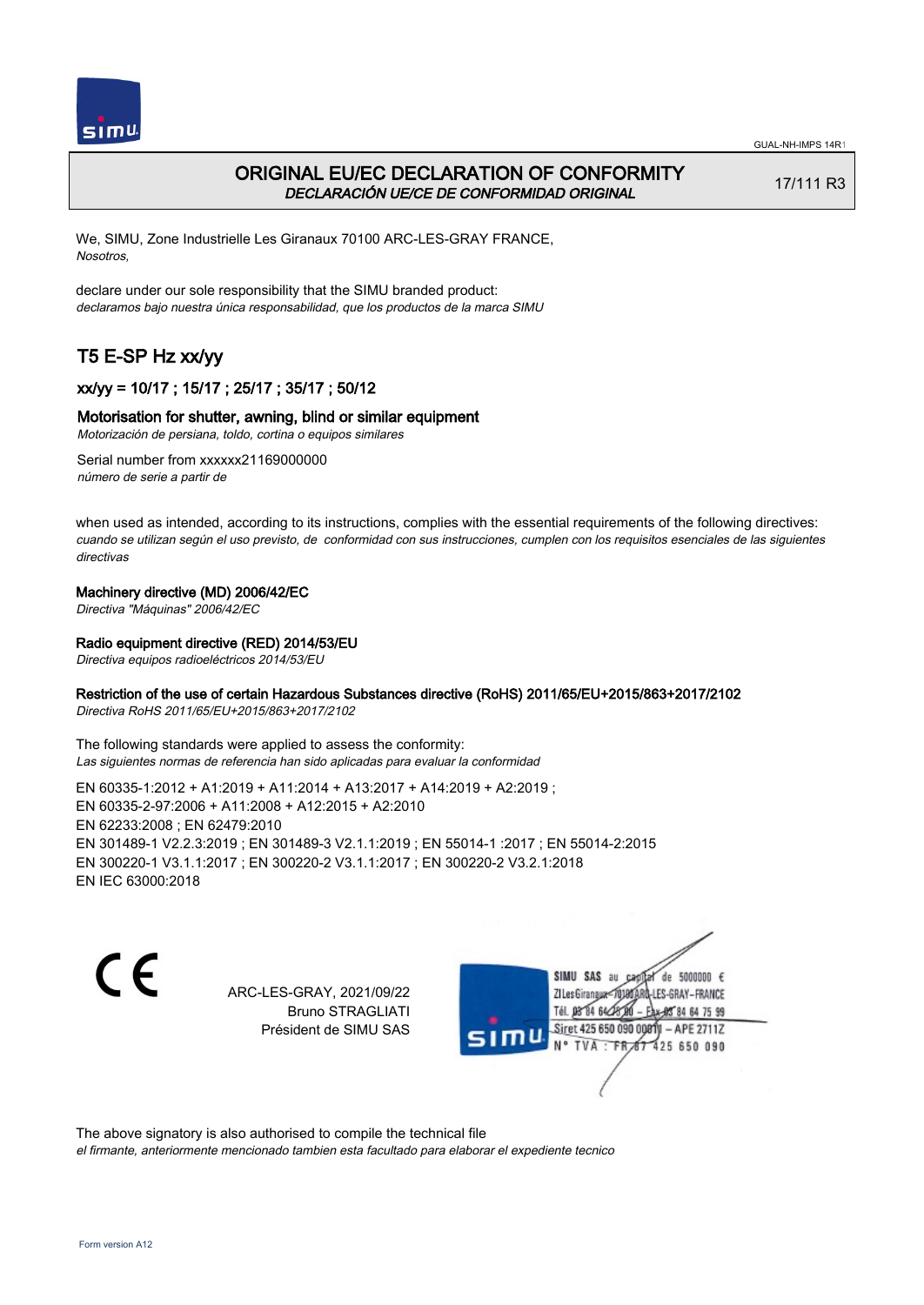# ORIGINAL EU/EC DECLARATION OF CONFORMITY
*DECLARACIÓN UE/CE DE CONFORMIDAD ORIGINAL*

17/111 R3

We, SIMU, Zone Industrielle Les Giranaux 70100 ARC-LES-GRAY FRANCE,
*Nosotros,*

declare under our sole responsibility that the SIMU branded product:
*declaramos bajo nuestra única responsabilidad, que los productos de la marca SIMU*

## T5 E-SP Hz xx/yy

### xx/yy = 10/17 ; 15/17 ; 25/17 ; 35/17 ; 50/12

### Motorisation for shutter, awning, blind or similar equipment
*Motorización de persiana, toldo, cortina o equipos similares*

Serial number from xxxxxx21169000000
*número de serie a partir de*

when used as intended, according to its instructions, complies with the essential requirements of the following directives:
*cuando se utilizan según el uso previsto, de conformidad con sus instrucciones, cumplen con los requisitos esenciales de las siguientes directivas*

**Machinery directive (MD) 2006/42/EC**
*Directiva "Máquinas" 2006/42/EC*

**Radio equipment directive (RED) 2014/53/EU**
*Directiva equipos radioeléctricos 2014/53/EU*

**Restriction of the use of certain Hazardous Substances directive (RoHS) 2011/65/EU+2015/863+2017/2102**
*Directiva RoHS 2011/65/EU+2015/863+2017/2102*

The following standards were applied to assess the conformity:
*Las siguientes normas de referencia han sido aplicadas para evaluar la conformidad*

EN 60335-1:2012 + A1:2019 + A11:2014 + A13:2017 + A14:2019 + A2:2019 ;
EN 60335-2-97:2006 + A11:2008 + A12:2015 + A2:2010
EN 62233:2008 ; EN 62479:2010
EN 301489-1 V2.2.3:2019 ; EN 301489-3 V2.1.1:2019 ; EN 55014-1 :2017 ; EN 55014-2:2015
EN 300220-1 V3.1.1:2017 ; EN 300220-2 V3.1.1:2017 ; EN 300220-2 V3.2.1:2018
EN IEC 63000:2018

CE

ARC-LES-GRAY, 2021/09/22
Bruno STRAGLIATI
Président de SIMU SAS

SIMU SAS au capital de 5000000 €
ZI Les Giranaux 70100 ARC-LES-GRAY-FRANCE
Tél. 03 84 64 75 00 – Fax 03 84 64 75 99
Siret 425 650 090 00011 – APE 2711Z
N° TVA : FR 87 425 650 090

The above signatory is also authorised to compile the technical file
*el firmante, anteriormente mencionado tambien esta facultado para elaborar el expediente tecnico*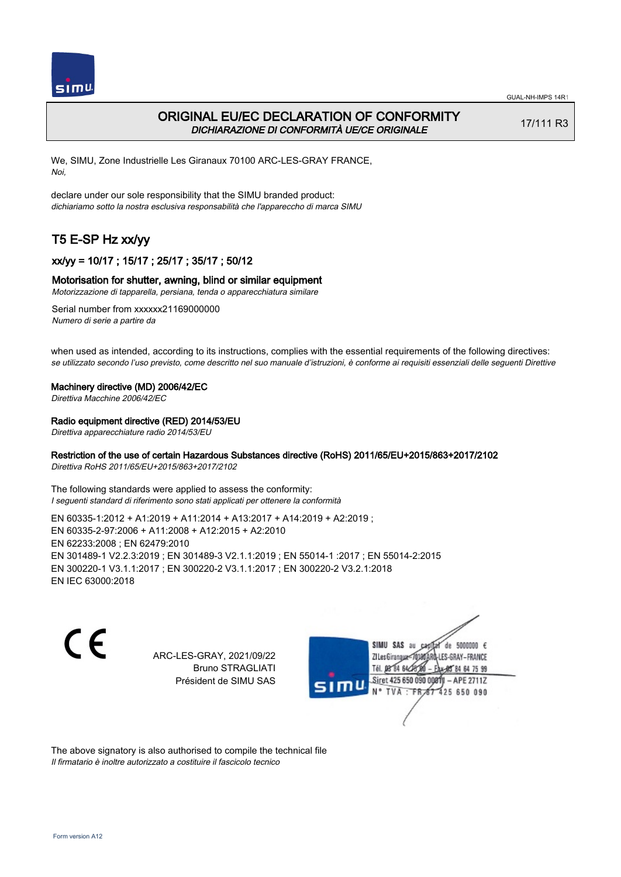GUAL-NH-IMPS 14R1

# ORIGINAL EU/EC DECLARATION OF CONFORMITY

*DICHIARAZIONE DI CONFORMITÀ UE/CE ORIGINALE*

17/111 R3

We, SIMU, Zone Industrielle Les Giranaux 70100 ARC-LES-GRAY FRANCE,
*Noi,*

declare under our sole responsibility that the SIMU branded product:
*dichiariamo sotto la nostra esclusiva responsabilità che l'apparecchio di marca SIMU*

## T5 E-SP Hz xx/yy

### xx/yy = 10/17 ; 15/17 ; 25/17 ; 35/17 ; 50/12

### Motorisation for shutter, awning, blind or similar equipment

*Motorizzazione di tapparella, persiana, tenda o apparecchiatura similare*

Serial number from xxxxxx21169000000
*Numero di serie a partire da*

when used as intended, according to its instructions, complies with the essential requirements of the following directives:
*se utilizzato secondo l'uso previsto, come descritto nel suo manuale d'istruzioni, è conforme ai requisiti essenziali delle seguenti Direttive*

**Machinery directive (MD) 2006/42/EC**
*Direttiva Macchine 2006/42/EC*

**Radio equipment directive (RED) 2014/53/EU**
*Direttiva apparecchiature radio 2014/53/EU*

**Restriction of the use of certain Hazardous Substances directive (RoHS) 2011/65/EU+2015/863+2017/2102**
*Direttiva RoHS 2011/65/EU+2015/863+2017/2102*

The following standards were applied to assess the conformity:
*I seguenti standard di riferimento sono stati applicati per ottenere la conformità*

EN 60335-1:2012 + A1:2019 + A11:2014 + A13:2017 + A14:2019 + A2:2019 ;
EN 60335-2-97:2006 + A11:2008 + A12:2015 + A2:2010
EN 62233:2008 ; EN 62479:2010
EN 301489-1 V2.2.3:2019 ; EN 301489-3 V2.1.1:2019 ; EN 55014-1 :2017 ; EN 55014-2:2015
EN 300220-1 V3.1.1:2017 ; EN 300220-2 V3.1.1:2017 ; EN 300220-2 V3.2.1:2018
EN IEC 63000:2018

CE

ARC-LES-GRAY, 2021/09/22
Bruno STRAGLIATI
Président de SIMU SAS

SIMU SAS au capital de 5000000 €
ZI Les Giranaux 70100 ARC-LES-GRAY-FRANCE
Tél. 03 84 64 75 00 – Fax 03 84 64 75 99
Siret 425 650 090 00011 – APE 2711Z
N° TVA : FR 67 425 650 090

The above signatory is also authorised to compile the technical file
*Il firmatario è inoltre autorizzato a costituire il fascicolo tecnico*

Form version A12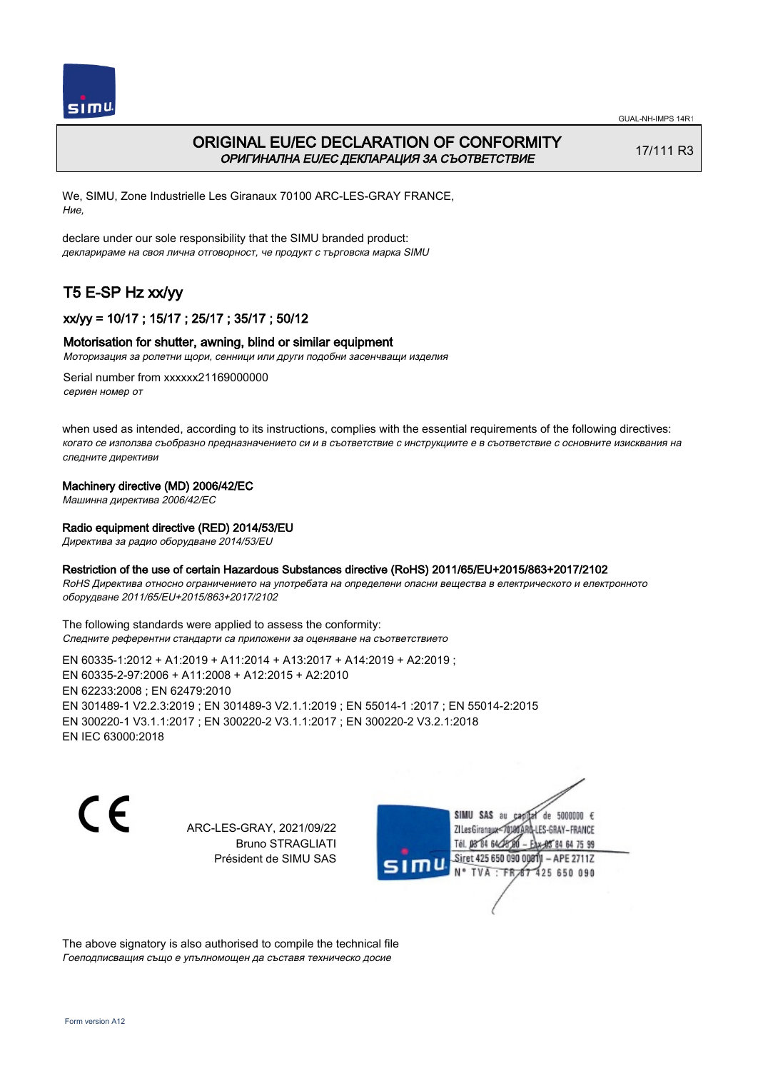GUAL-NH-IMPS 14R1

# ORIGINAL EU/EC DECLARATION OF CONFORMITY

*ОРИГИНАЛНА EU/EC ДЕКЛАРАЦИЯ ЗА СЪОТВЕТСТВИЕ*

17/111 R3

We, SIMU, Zone Industrielle Les Giranaux 70100 ARC-LES-GRAY FRANCE,
*Ние,*

declare under our sole responsibility that the SIMU branded product:
*декларираме на своя лична отговорност, че продукт с търговска марка SIMU*

## T5 E-SP Hz xx/yy

### xx/yy = 10/17 ; 15/17 ; 25/17 ; 35/17 ; 50/12

### Motorisation for shutter, awning, blind or similar equipment

*Моторизация за ролетни щори, сенници или други подобни засенчващи изделия*

Serial number from xxxxxx21169000000
*сериен номер от*

when used as intended, according to its instructions, complies with the essential requirements of the following directives:
*когато се използва съобразно предназначението си и в съответствие с инструкциите е в съответствие с основните изисквания на следните директиви*

**Machinery directive (MD) 2006/42/EC**
*Машинна директива 2006/42/EC*

**Radio equipment directive (RED) 2014/53/EU**
*Директива за радио оборудване 2014/53/EU*

**Restriction of the use of certain Hazardous Substances directive (RoHS) 2011/65/EU+2015/863+2017/2102**
*RoHS Директива относно ограничението на употребата на определени опасни вещества в електрическото и електронното оборудване 2011/65/EU+2015/863+2017/2102*

The following standards were applied to assess the conformity:
*Следните референтни стандарти са приложени за оценяване на съответствието*

EN 60335-1:2012 + A1:2019 + A11:2014 + A13:2017 + A14:2019 + A2:2019 ;
EN 60335-2-97:2006 + A11:2008 + A12:2015 + A2:2010
EN 62233:2008 ; EN 62479:2010
EN 301489-1 V2.2.3:2019 ; EN 301489-3 V2.1.1:2019 ; EN 55014-1 :2017 ; EN 55014-2:2015
EN 300220-1 V3.1.1:2017 ; EN 300220-2 V3.1.1:2017 ; EN 300220-2 V3.2.1:2018
EN IEC 63000:2018

CE

ARC-LES-GRAY, 2021/09/22
Bruno STRAGLIATI
Président de SIMU SAS

SIMU SAS au capital de 5000000 €
ZI Les Giranaux 70100 ARC-LES-GRAY-FRANCE
Tél. 03 84 64 75 00 – Fax 03 84 64 75 99
Siret 425 650 090 00011 – APE 2711Z
N° TVA : FR 67 425 650 090

The above signatory is also authorised to compile the technical file
*Гоеподписващия също е упълномощен да съставя техническо досие*

Form version A12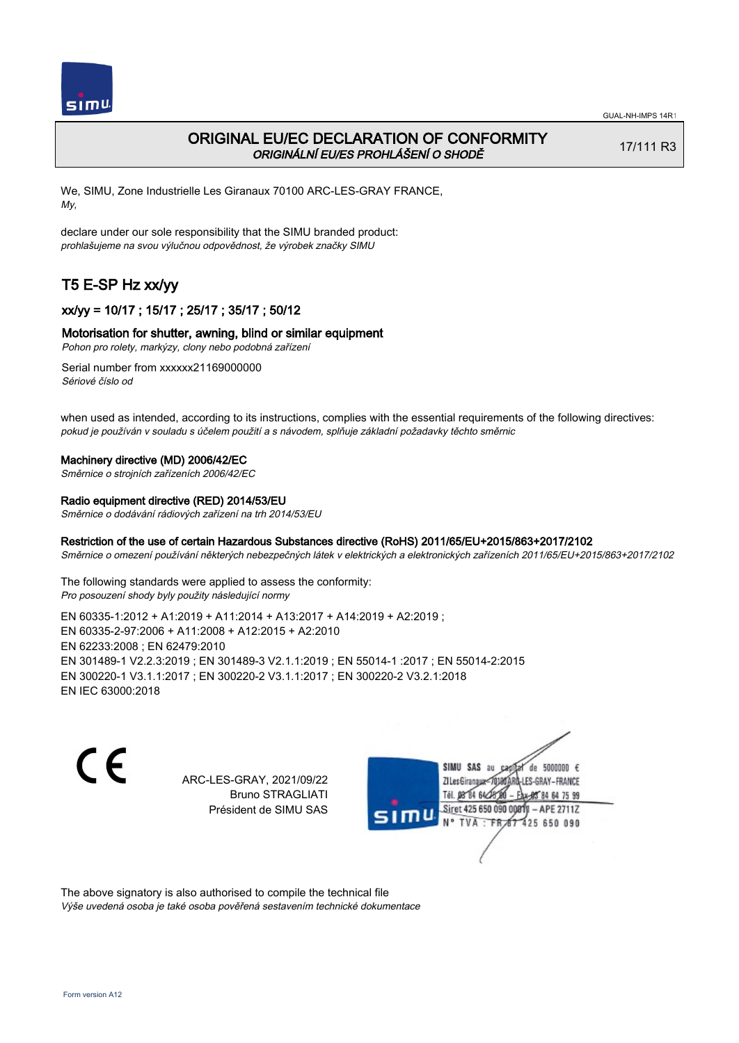GUAL-NH-IMPS 14R1

# ORIGINAL EU/EC DECLARATION OF CONFORMITY
*ORIGINÁLNÍ EU/ES PROHLÁŠENÍ O SHODĚ*

17/111 R3

We, SIMU, Zone Industrielle Les Giranaux 70100 ARC-LES-GRAY FRANCE,
*My,*

declare under our sole responsibility that the SIMU branded product:
*prohlašujeme na svou výlučnou odpovědnost, že výrobek značky SIMU*

## T5 E-SP Hz xx/yy

### xx/yy = 10/17 ; 15/17 ; 25/17 ; 35/17 ; 50/12

### Motorisation for shutter, awning, blind or similar equipment
*Pohon pro rolety, markýzy, clony nebo podobná zařízení*

Serial number from xxxxxx21169000000
*Sériové číslo od*

when used as intended, according to its instructions, complies with the essential requirements of the following directives:
*pokud je používán v souladu s účelem použití a s návodem, splňuje základní požadavky těchto směrnic*

**Machinery directive (MD) 2006/42/EC**
*Směrnice o strojních zařízeních 2006/42/EC*

**Radio equipment directive (RED) 2014/53/EU**
*Směrnice o dodávání rádiových zařízení na trh 2014/53/EU*

**Restriction of the use of certain Hazardous Substances directive (RoHS) 2011/65/EU+2015/863+2017/2102**
*Směrnice o omezení používání některých nebezpečných látek v elektrických a elektronických zařízeních 2011/65/EU+2015/863+2017/2102*

The following standards were applied to assess the conformity:
*Pro posouzení shody byly použity následující normy*

EN 60335-1:2012 + A1:2019 + A11:2014 + A13:2017 + A14:2019 + A2:2019 ;
EN 60335-2-97:2006 + A11:2008 + A12:2015 + A2:2010
EN 62233:2008 ; EN 62479:2010
EN 301489-1 V2.2.3:2019 ; EN 301489-3 V2.1.1:2019 ; EN 55014-1 :2017 ; EN 55014-2:2015
EN 300220-1 V3.1.1:2017 ; EN 300220-2 V3.1.1:2017 ; EN 300220-2 V3.2.1:2018
EN IEC 63000:2018

CE

ARC-LES-GRAY, 2021/09/22
Bruno STRAGLIATI
Président de SIMU SAS

SIMU SAS au capital de 5000000 €
ZI Les Giranaux 70100 ARC-LES-GRAY-FRANCE
Tél. 03 84 64 75 00 – Fax 03 84 64 75 99
Siret 425 650 090 00011 – APE 2711Z
N° TVA : FR 67 425 650 090

The above signatory is also authorised to compile the technical file
*Výše uvedená osoba je také osoba pověřená sestavením technické dokumentace*

Form version A12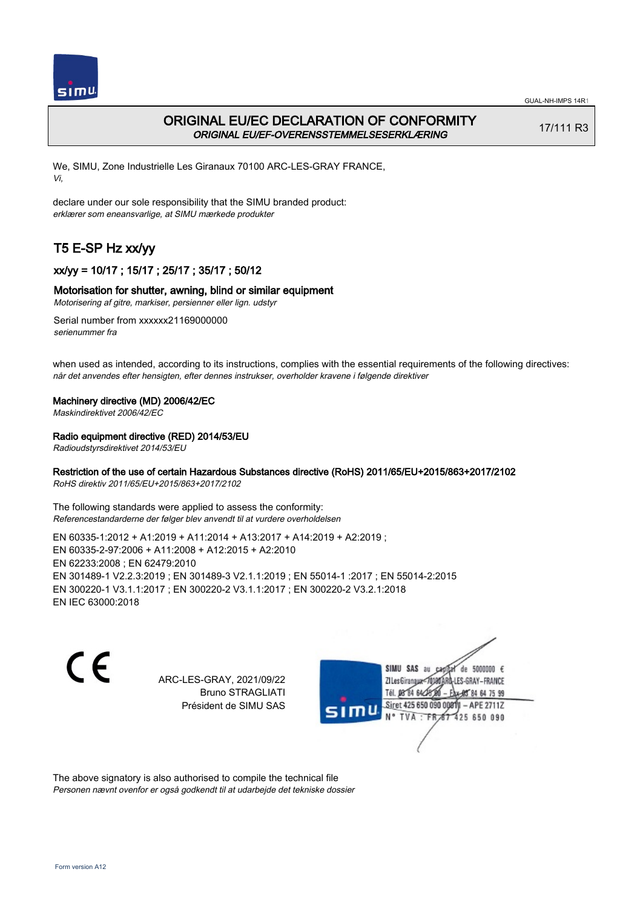# ORIGINAL EU/EC DECLARATION OF CONFORMITY

*ORIGINAL EU/EF-OVERENSSTEMMELSESERKLÆRING*

17/111 R3

We, SIMU, Zone Industrielle Les Giranaux 70100 ARC-LES-GRAY FRANCE,
*Vi,*

declare under our sole responsibility that the SIMU branded product:
*erklærer som eneansvarlige, at SIMU mærkede produkter*

## T5 E-SP Hz xx/yy

### xx/yy = 10/17 ; 15/17 ; 25/17 ; 35/17 ; 50/12

### Motorisation for shutter, awning, blind or similar equipment

*Motorisering af gitre, markiser, persienner eller lign. udstyr*

Serial number from xxxxxx21169000000
*serienummer fra*

when used as intended, according to its instructions, complies with the essential requirements of the following directives:
*når det anvendes efter hensigten, efter dennes instrukser, overholder kravene i følgende direktiver*

**Machinery directive (MD) 2006/42/EC**
*Maskindirektivet 2006/42/EC*

**Radio equipment directive (RED) 2014/53/EU**
*Radioudstyrsdirektivet 2014/53/EU*

**Restriction of the use of certain Hazardous Substances directive (RoHS) 2011/65/EU+2015/863+2017/2102**
*RoHS direktiv 2011/65/EU+2015/863+2017/2102*

The following standards were applied to assess the conformity:
*Referencestandarderne der følger blev anvendt til at vurdere overholdelsen*

EN 60335-1:2012 + A1:2019 + A11:2014 + A13:2017 + A14:2019 + A2:2019 ;
EN 60335-2-97:2006 + A11:2008 + A12:2015 + A2:2010
EN 62233:2008 ; EN 62479:2010
EN 301489-1 V2.2.3:2019 ; EN 301489-3 V2.1.1:2019 ; EN 55014-1 :2017 ; EN 55014-2:2015
EN 300220-1 V3.1.1:2017 ; EN 300220-2 V3.1.1:2017 ; EN 300220-2 V3.2.1:2018
EN IEC 63000:2018

CE

ARC-LES-GRAY, 2021/09/22
Bruno STRAGLIATI
Président de SIMU SAS

SIMU SAS au capital de 5000000 €
ZI Les Giranaux 70100 ARC-LES-GRAY-FRANCE
Tél. 03 84 64 75 00 – Fax 03 84 64 75 99
Siret 425 650 090 00011 – APE 2711Z
N° TVA : FR 67 425 650 090

The above signatory is also authorised to compile the technical file
*Personen nævnt ovenfor er også godkendt til at udarbejde det tekniske dossier*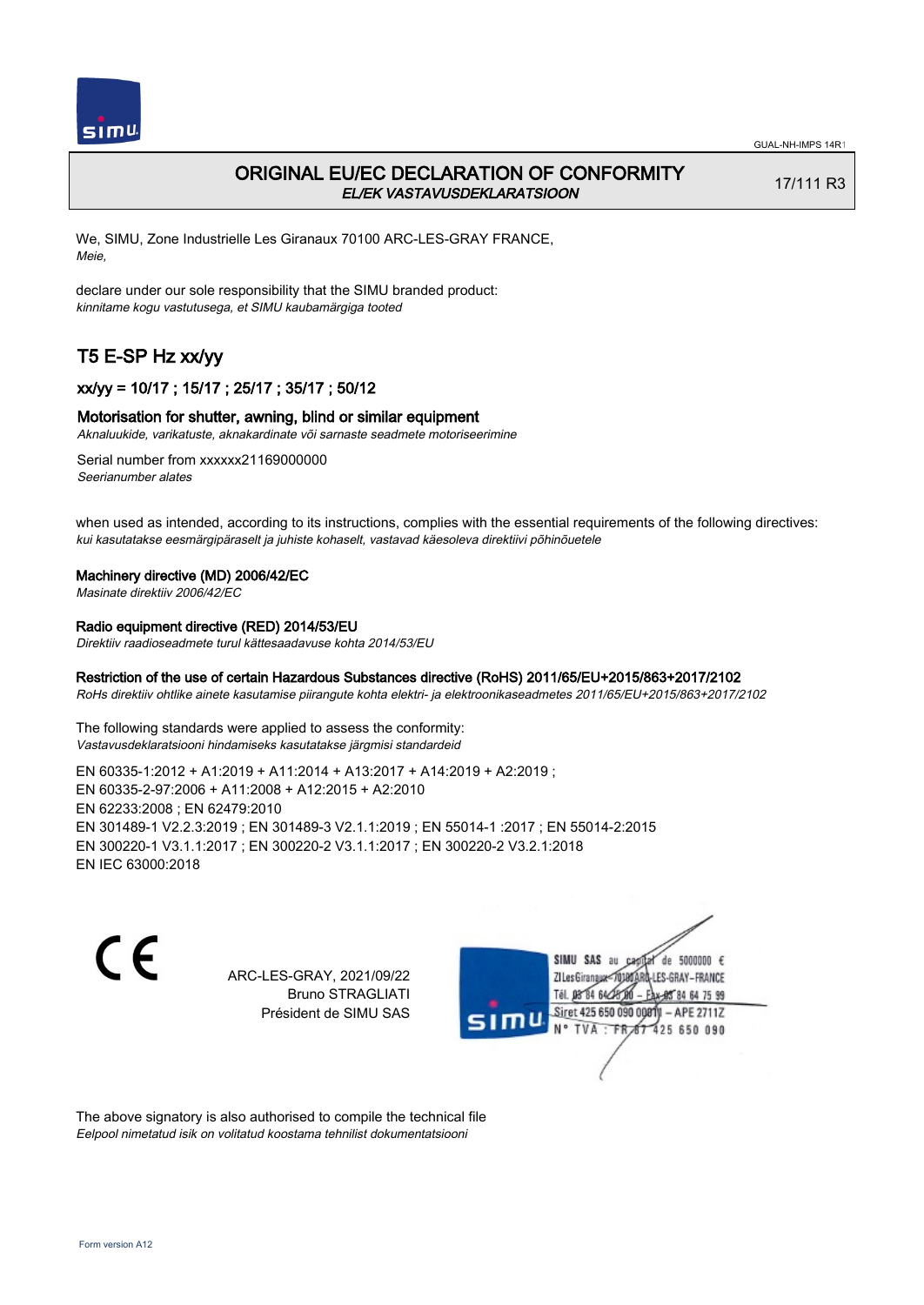GUAL-NH-IMPS 14R1

# ORIGINAL EU/EC DECLARATION OF CONFORMITY

*EL/EK VASTAVUSDEKLARATSIOON*

17/111 R3

We, SIMU, Zone Industrielle Les Giranaux 70100 ARC-LES-GRAY FRANCE,
*Meie,*

declare under our sole responsibility that the SIMU branded product:
*kinnitame kogu vastutusega, et SIMU kaubamärgiga tooted*

## T5 E-SP Hz xx/yy

### xx/yy = 10/17 ; 15/17 ; 25/17 ; 35/17 ; 50/12

### Motorisation for shutter, awning, blind or similar equipment

*Aknaluukide, varikatuste, aknakardinate või sarnaste seadmete motoriseerimine*

Serial number from xxxxxx21169000000
*Seerianumber alates*

when used as intended, according to its instructions, complies with the essential requirements of the following directives:
*kui kasutatakse eesmärgipäraselt ja juhiste kohaselt, vastavad käesoleva direktiivi põhinõuetele*

**Machinery directive (MD) 2006/42/EC**
*Masinate direktiiv 2006/42/EC*

**Radio equipment directive (RED) 2014/53/EU**
*Direktiiv raadioseadmete turul kättesaadavuse kohta 2014/53/EU*

**Restriction of the use of certain Hazardous Substances directive (RoHS) 2011/65/EU+2015/863+2017/2102**
*RoHs direktiiv ohtlike ainete kasutamise piirangute kohta elektri- ja elektroonikaseadmetes 2011/65/EU+2015/863+2017/2102*

The following standards were applied to assess the conformity:
*Vastavusdeklaratsiooni hindamiseks kasutatakse järgmisi standardeid*

EN 60335-1:2012 + A1:2019 + A11:2014 + A13:2017 + A14:2019 + A2:2019 ;
EN 60335-2-97:2006 + A11:2008 + A12:2015 + A2:2010
EN 62233:2008 ; EN 62479:2010
EN 301489-1 V2.2.3:2019 ; EN 301489-3 V2.1.1:2019 ; EN 55014-1 :2017 ; EN 55014-2:2015
EN 300220-1 V3.1.1:2017 ; EN 300220-2 V3.1.1:2017 ; EN 300220-2 V3.2.1:2018
EN IEC 63000:2018

ARC-LES-GRAY, 2021/09/22
Bruno STRAGLIATI
Président de SIMU SAS

SIMU SAS au capital de 5000000 €
ZI Les Giranaux 70100 ARC-LES-GRAY-FRANCE
Tél. 03 84 64 75 00 – Fax 03 84 64 75 99
Siret 425 650 090 00011 – APE 2711Z
N° TVA : FR 87 425 650 090

The above signatory is also authorised to compile the technical file
*Eelpool nimetatud isik on volitatud koostama tehnilist dokumentatsiooni*

Form version A12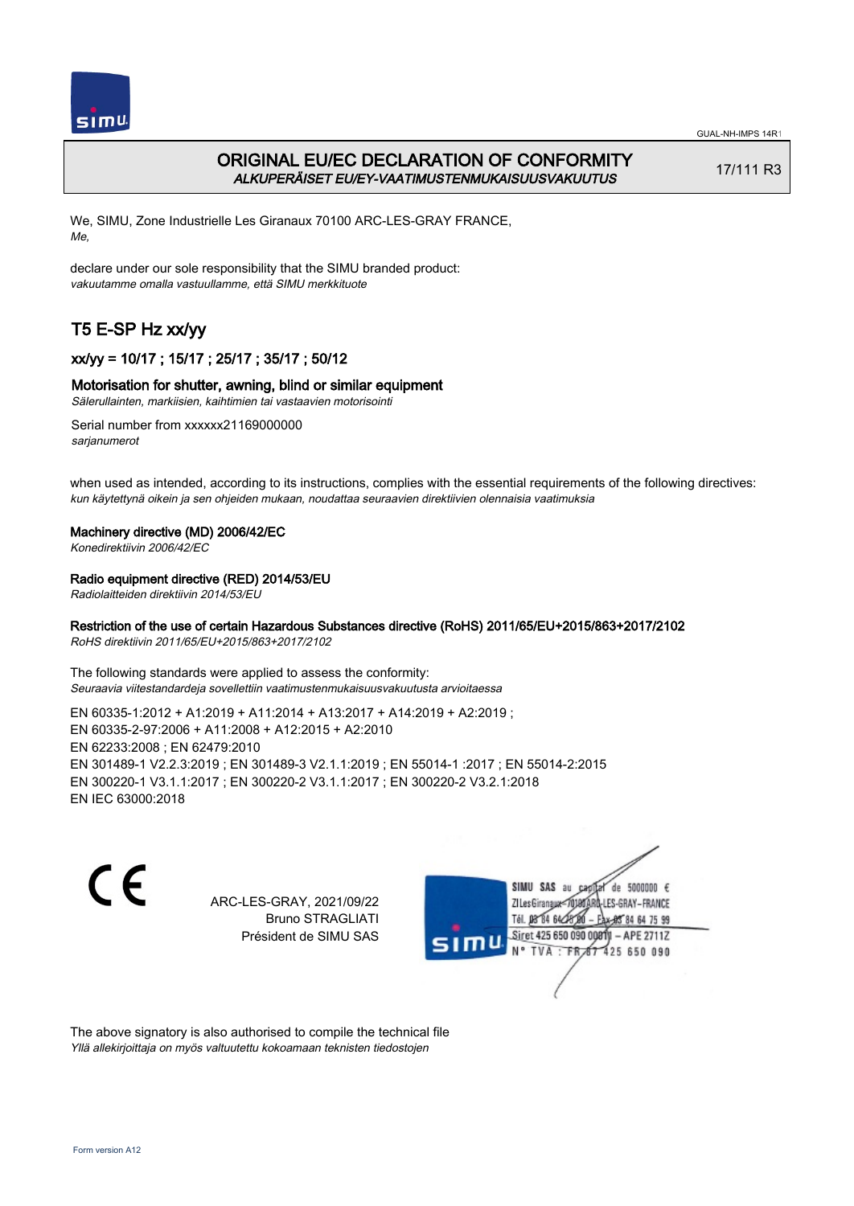# ORIGINAL EU/EC DECLARATION OF CONFORMITY
*ALKUPERÄISET EU/EY-VAATIMUSTENMUKAISUUSVAKUUTUS*

17/111 R3

We, SIMU, Zone Industrielle Les Giranaux 70100 ARC-LES-GRAY FRANCE,
*Me,*

declare under our sole responsibility that the SIMU branded product:
*vakuutamme omalla vastuullamme, että SIMU merkkituote*

## T5 E-SP Hz xx/yy

### xx/yy = 10/17 ; 15/17 ; 25/17 ; 35/17 ; 50/12

### Motorisation for shutter, awning, blind or similar equipment
*Sälerullainten, markiisien, kaihtimien tai vastaavien motorisointi*

Serial number from xxxxxx21169000000
*sarjanumerot*

when used as intended, according to its instructions, complies with the essential requirements of the following directives:
*kun käytettynä oikein ja sen ohjeiden mukaan, noudattaa seuraavien direktiivien olennaisia vaatimuksia*

**Machinery directive (MD) 2006/42/EC**
*Konedirektiivin 2006/42/EC*

**Radio equipment directive (RED) 2014/53/EU**
*Radiolaitteiden direktiivin 2014/53/EU*

**Restriction of the use of certain Hazardous Substances directive (RoHS) 2011/65/EU+2015/863+2017/2102**
*RoHS direktiivin 2011/65/EU+2015/863+2017/2102*

The following standards were applied to assess the conformity:
*Seuraavia viitestandardeja sovellettiin vaatimustenmukaisuusvakuutusta arvioitaessa*

EN 60335-1:2012 + A1:2019 + A11:2014 + A13:2017 + A14:2019 + A2:2019 ;
EN 60335-2-97:2006 + A11:2008 + A12:2015 + A2:2010
EN 62233:2008 ; EN 62479:2010
EN 301489-1 V2.2.3:2019 ; EN 301489-3 V2.1.1:2019 ; EN 55014-1 :2017 ; EN 55014-2:2015
EN 300220-1 V3.1.1:2017 ; EN 300220-2 V3.1.1:2017 ; EN 300220-2 V3.2.1:2018
EN IEC 63000:2018

CE

ARC-LES-GRAY, 2021/09/22
Bruno STRAGLIATI
Président de SIMU SAS

SIMU SAS au capital de 5000000 €
ZI Les Giranaux 70100 ARC-LES-GRAY-FRANCE
Tél. 03 84 64 75 00 – Fax 03 84 64 75 99
Siret 425 650 090 00011 – APE 2711Z
N° TVA : FR 67 425 650 090

The above signatory is also authorised to compile the technical file
*Yllä allekirjoittaja on myös valtuutettu kokoamaan teknisten tiedostojen*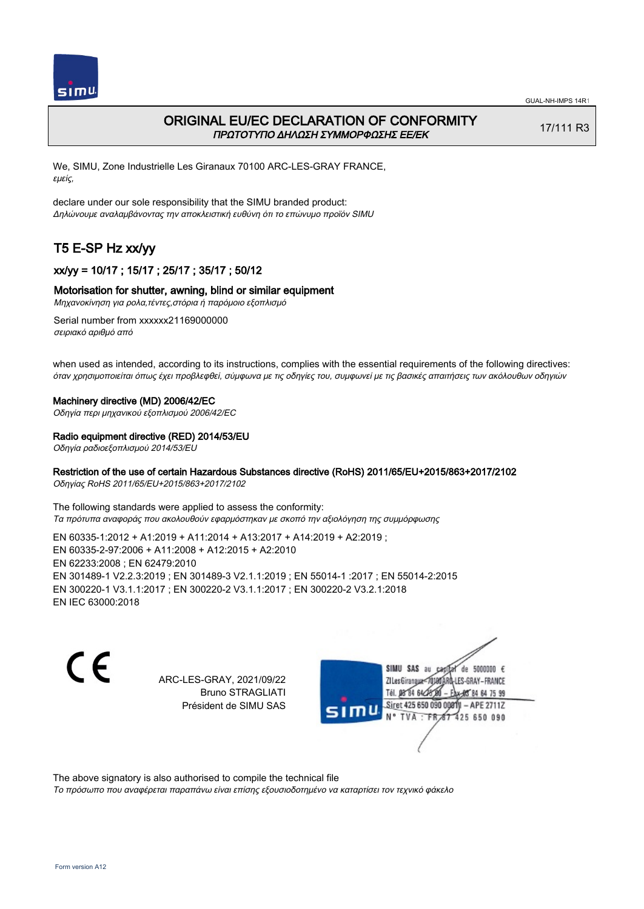# ORIGINAL EU/EC DECLARATION OF CONFORMITY
*ΠΡΩΤΟΤΥΠΟ ΔΗΛΩΣΗ ΣΥΜΜΟΡΦΩΣΗΣ ΕΕ/ΕΚ*

17/111 R3

We, SIMU, Zone Industrielle Les Giranaux 70100 ARC-LES-GRAY FRANCE,
*εμείς,*

declare under our sole responsibility that the SIMU branded product:
*Δηλώνουμε αναλαμβάνοντας την αποκλειστική ευθύνη ότι το επώνυμο προϊόν SIMU*

## T5 E-SP Hz xx/yy

### xx/yy = 10/17 ; 15/17 ; 25/17 ; 35/17 ; 50/12

### Motorisation for shutter, awning, blind or similar equipment
*Μηχανοκίνηση για ρολα,τέντες,στόρια ή παρόμοιο εξοπλισμό*

Serial number from xxxxxx21169000000
*σειριακό αριθμό από*

when used as intended, according to its instructions, complies with the essential requirements of the following directives:
*όταν χρησιμοποιείται όπως έχει προβλεφθεί, σύμφωνα με τις οδηγίες του, συμφωνεί με τις βασικές απαιτήσεις των ακόλουθων οδηγιών*

**Machinery directive (MD) 2006/42/EC**
*Οδηγία περι μηχανικού εξοπλισμού 2006/42/EC*

**Radio equipment directive (RED) 2014/53/EU**
*Οδηγία ραδιοεξοπλισμού 2014/53/EU*

**Restriction of the use of certain Hazardous Substances directive (RoHS) 2011/65/EU+2015/863+2017/2102**
*Οδηγίας RoHS 2011/65/EU+2015/863+2017/2102*

The following standards were applied to assess the conformity:
*Τα πρότυπα αναφοράς που ακολουθούν εφαρμόστηκαν με σκοπό την αξιολόγηση της συμμόρφωσης*

EN 60335-1:2012 + A1:2019 + A11:2014 + A13:2017 + A14:2019 + A2:2019 ;
EN 60335-2-97:2006 + A11:2008 + A12:2015 + A2:2010
EN 62233:2008 ; EN 62479:2010
EN 301489-1 V2.2.3:2019 ; EN 301489-3 V2.1.1:2019 ; EN 55014-1 :2017 ; EN 55014-2:2015
EN 300220-1 V3.1.1:2017 ; EN 300220-2 V3.1.1:2017 ; EN 300220-2 V3.2.1:2018
EN IEC 63000:2018

CE

ARC-LES-GRAY, 2021/09/22
Bruno STRAGLIATI
Président de SIMU SAS

SIMU SAS au capital de 5000000 €
ZI Les Giranaux 70100 ARC-LES-GRAY-FRANCE
Tél. 03 84 64 28 00 – Fax 03 84 64 75 99
Siret 425 650 090 00011 – APE 2711Z
N° TVA : FR 67 425 650 090

The above signatory is also authorised to compile the technical file
*Το πρόσωπο που αναφέρεται παραπάνω είναι επίσης εξουσιοδοτημένο να καταρτίσει τον τεχνικό φάκελο*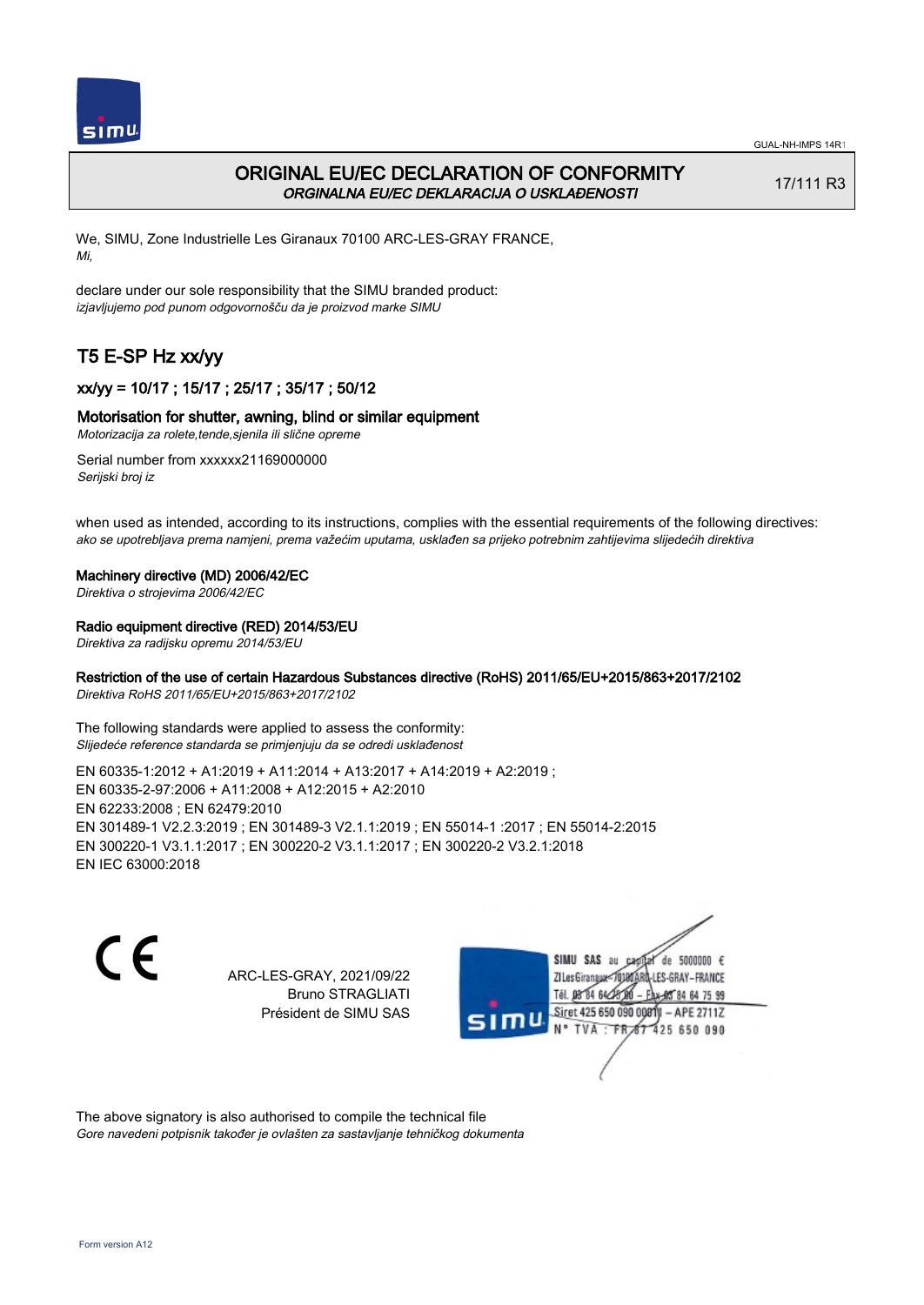GUAL-NH-IMPS 14R1

# ORIGINAL EU/EC DECLARATION OF CONFORMITY

*ORGINALNA EU/EC DEKLARACIJA O USKLAĐENOSTI*

17/111 R3

We, SIMU, Zone Industrielle Les Giranaux 70100 ARC-LES-GRAY FRANCE,
*Mi,*

declare under our sole responsibility that the SIMU branded product:
*izjavljujemo pod punom odgovornošču da je proizvod marke SIMU*

## T5 E-SP Hz xx/yy

### xx/yy = 10/17 ; 15/17 ; 25/17 ; 35/17 ; 50/12

### Motorisation for shutter, awning, blind or similar equipment

*Motorizacija za rolete,tende,sjenila ili slične opreme*

Serial number from xxxxxx21169000000
*Serijski broj iz*

when used as intended, according to its instructions, complies with the essential requirements of the following directives:
*ako se upotrebljava prema namjeni, prema važećim uputama, usklađen sa prijeko potrebnim zahtijevima slijedećih direktiva*

**Machinery directive (MD) 2006/42/EC**
*Direktiva o strojevima 2006/42/EC*

**Radio equipment directive (RED) 2014/53/EU**
*Direktiva za radijsku opremu 2014/53/EU*

**Restriction of the use of certain Hazardous Substances directive (RoHS) 2011/65/EU+2015/863+2017/2102**
*Direktiva RoHS 2011/65/EU+2015/863+2017/2102*

The following standards were applied to assess the conformity:
*Slijedeće reference standarda se primjenjuju da se odredi usklađenost*

EN 60335-1:2012 + A1:2019 + A11:2014 + A13:2017 + A14:2019 + A2:2019 ;
EN 60335-2-97:2006 + A11:2008 + A12:2015 + A2:2010
EN 62233:2008 ; EN 62479:2010
EN 301489-1 V2.2.3:2019 ; EN 301489-3 V2.1.1:2019 ; EN 55014-1 :2017 ; EN 55014-2:2015
EN 300220-1 V3.1.1:2017 ; EN 300220-2 V3.1.1:2017 ; EN 300220-2 V3.2.1:2018
EN IEC 63000:2018

ARC-LES-GRAY, 2021/09/22
Bruno STRAGLIATI
Président de SIMU SAS

SIMU SAS au capital de 5000000 €
ZI Les Giranaux 70100 ARC-LES-GRAY-FRANCE
Tél. 03 84 64 75 00 – Fax 03 84 64 75 99
Siret 425 650 090 00011 – APE 2711Z
N° TVA : FR 67 425 650 090

The above signatory is also authorised to compile the technical file
*Gore navedeni potpisnik također je ovlašten za sastavljanje tehničkog dokumenta*

Form version A12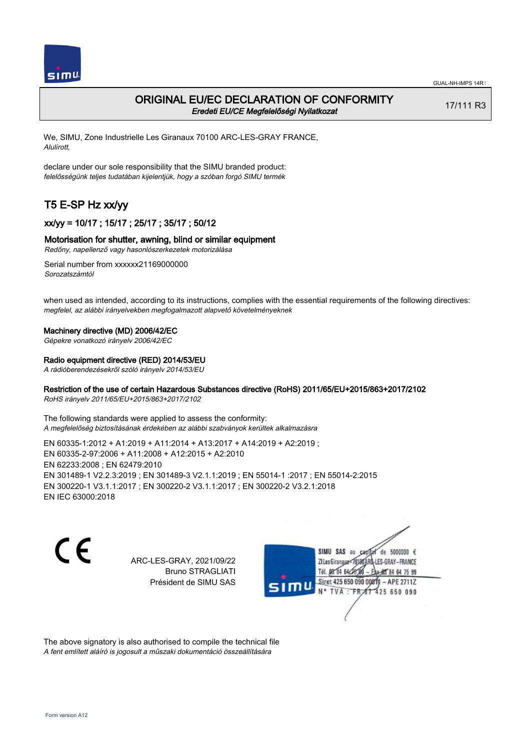# ORIGINAL EU/EC DECLARATION OF CONFORMITY

*Eredeti EU/CE Megfelelőségi Nyilatkozat*

17/111 R3

We, SIMU, Zone Industrielle Les Giranaux 70100 ARC-LES-GRAY FRANCE,
*Alulírott,*

declare under our sole responsibility that the SIMU branded product:
*felelősségünk teljes tudatában kijelentjük, hogy a szóban forgó SIMU termék*

## T5 E-SP Hz xx/yy

### xx/yy = 10/17 ; 15/17 ; 25/17 ; 35/17 ; 50/12

**Motorisation for shutter, awning, blind or similar equipment**
*Redőny, napellenző vagy hasonlószerkezetek motorizálása*

Serial number from xxxxxx21169000000
*Sorozatszámtól*

when used as intended, according to its instructions, complies with the essential requirements of the following directives:
*megfelel, az alábbi irányelvekben megfogalmazott alapvető követelményeknek*

**Machinery directive (MD) 2006/42/EC**
*Gépekre vonatkozó irányelv 2006/42/EC*

**Radio equipment directive (RED) 2014/53/EU**
*A rádióberendezésekről szóló irányelv 2014/53/EU*

**Restriction of the use of certain Hazardous Substances directive (RoHS) 2011/65/EU+2015/863+2017/2102**
*RoHS irányelv 2011/65/EU+2015/863+2017/2102*

The following standards were applied to assess the conformity:
*A megfelelőség biztosításának érdekében az alábbi szabványok kerültek alkalmazásra*

EN 60335-1:2012 + A1:2019 + A11:2014 + A13:2017 + A14:2019 + A2:2019 ;
EN 60335-2-97:2006 + A11:2008 + A12:2015 + A2:2010
EN 62233:2008 ; EN 62479:2010
EN 301489-1 V2.2.3:2019 ; EN 301489-3 V2.1.1:2019 ; EN 55014-1 :2017 ; EN 55014-2:2015
EN 300220-1 V3.1.1:2017 ; EN 300220-2 V3.1.1:2017 ; EN 300220-2 V3.2.1:2018
EN IEC 63000:2018

CE

ARC-LES-GRAY, 2021/09/22
Bruno STRAGLIATI
Président de SIMU SAS

SIMU SAS au capital de 5000000 €
ZI Les Giranaux 70100 ARC-LES-GRAY-FRANCE
Tél. 03 84 64 75 00 – Fax 03 84 64 75 99
Siret 425 650 090 00011 – APE 2711Z
N° TVA : FR 67 425 650 090

The above signatory is also authorised to compile the technical file
*A fent említett aláíró is jogosult a műszaki dokumentáció összeállítására*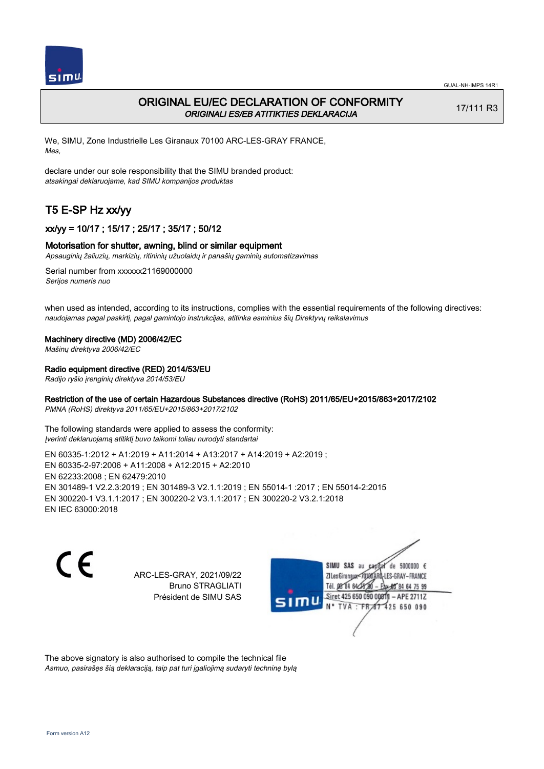# ORIGINAL EU/EC DECLARATION OF CONFORMITY

*ORIGINALI ES/EB ATITIKTIES DEKLARACIJA*

17/111 R3

We, SIMU, Zone Industrielle Les Giranaux 70100 ARC-LES-GRAY FRANCE,
*Mes,*

declare under our sole responsibility that the SIMU branded product:
*atsakingai deklaruojame, kad SIMU kompanijos produktas*

## T5 E-SP Hz xx/yy

### xx/yy = 10/17 ; 15/17 ; 25/17 ; 35/17 ; 50/12

**Motorisation for shutter, awning, blind or similar equipment**
*Apsauginių žaliuzių, markizių, ritininių užuolaidų ir panašių gaminių automatizavimas*

Serial number from xxxxxx21169000000
*Serijos numeris nuo*

when used as intended, according to its instructions, complies with the essential requirements of the following directives:
*naudojamas pagal paskirtį, pagal gamintojo instrukcijas, atitinka esminius šių Direktyvų reikalavimus*

**Machinery directive (MD) 2006/42/EC**
*Mašinų direktyva 2006/42/EC*

**Radio equipment directive (RED) 2014/53/EU**
*Radijo ryšio įrenginių direktyva 2014/53/EU*

**Restriction of the use of certain Hazardous Substances directive (RoHS) 2011/65/EU+2015/863+2017/2102**
*PMNA (RoHS) direktyva 2011/65/EU+2015/863+2017/2102*

The following standards were applied to assess the conformity:
*Įverinti deklaruojamą atitiktį buvo taikomi toliau nurodyti standartai*

EN 60335-1:2012 + A1:2019 + A11:2014 + A13:2017 + A14:2019 + A2:2019 ;
EN 60335-2-97:2006 + A11:2008 + A12:2015 + A2:2010
EN 62233:2008 ; EN 62479:2010
EN 301489-1 V2.2.3:2019 ; EN 301489-3 V2.1.1:2019 ; EN 55014-1 :2017 ; EN 55014-2:2015
EN 300220-1 V3.1.1:2017 ; EN 300220-2 V3.1.1:2017 ; EN 300220-2 V3.2.1:2018
EN IEC 63000:2018

CE

ARC-LES-GRAY, 2021/09/22
Bruno STRAGLIATI
Président de SIMU SAS

SIMU SAS au capital de 5000000 €
ZI Les Giranaux 70100 ARC-LES-GRAY-FRANCE
Tél. 03 84 64 75 00 – Fax 03 84 64 75 99
Siret 425 650 090 00011 – APE 2711Z
N° TVA : FR 67 425 650 090

The above signatory is also authorised to compile the technical file
*Asmuo, pasirašęs šią deklaraciją, taip pat turi įgaliojimą sudaryti techninę bylą*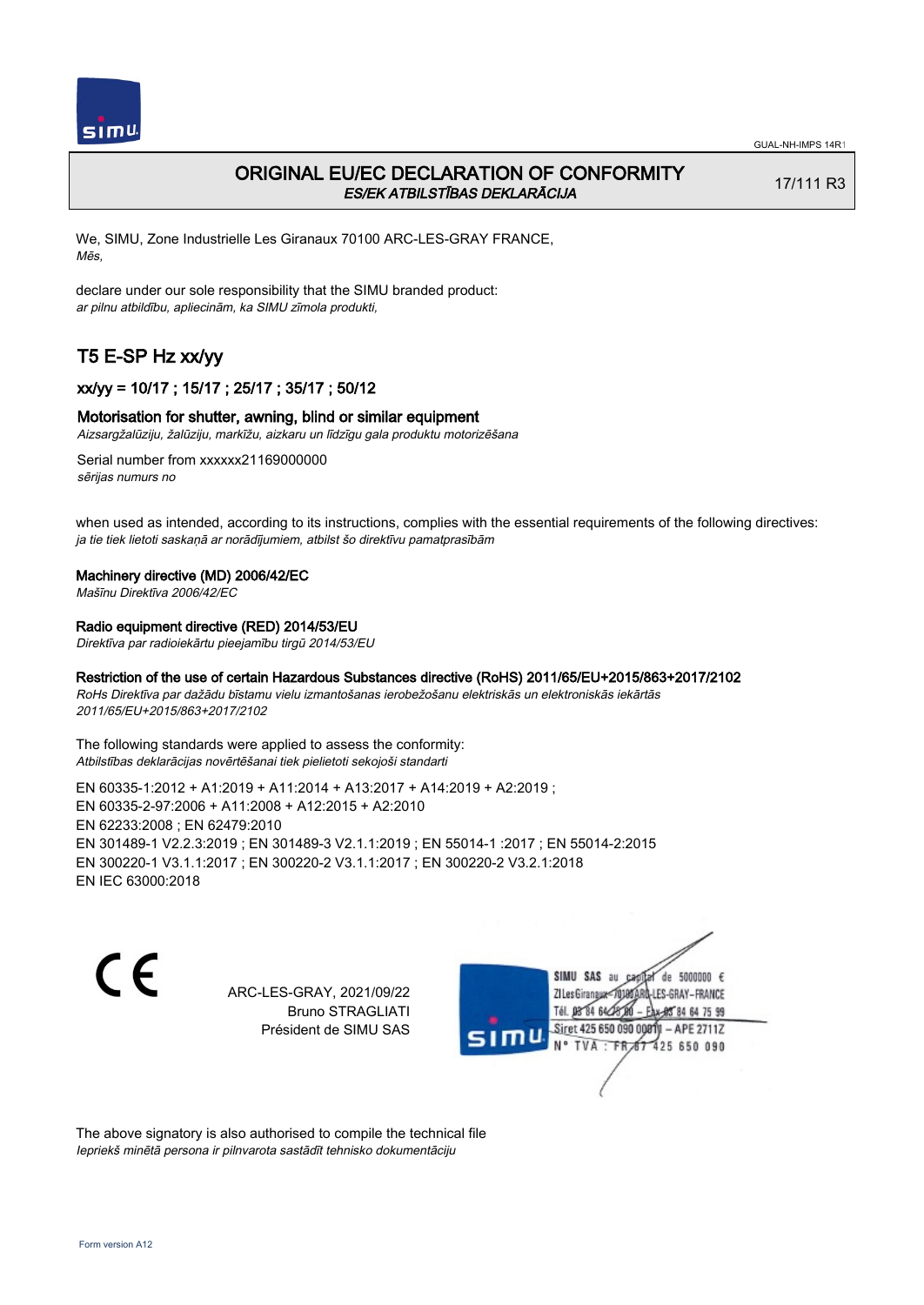# ORIGINAL EU/EC DECLARATION OF CONFORMITY
*ES/EK ATBILSTĪBAS DEKLARĀCIJA*

17/111 R3

We, SIMU, Zone Industrielle Les Giranaux 70100 ARC-LES-GRAY FRANCE,
*Mēs,*

declare under our sole responsibility that the SIMU branded product:
*ar pilnu atbildību, apliecinām, ka SIMU zīmola produkti,*

## T5 E-SP Hz xx/yy

### xx/yy = 10/17 ; 15/17 ; 25/17 ; 35/17 ; 50/12

**Motorisation for shutter, awning, blind or similar equipment**
*Aizsargžalūziju, žalūziju, markīžu, aizkaru un līdzīgu gala produktu motorizēšana*

Serial number from xxxxxx21169000000
*sērijas numurs no*

when used as intended, according to its instructions, complies with the essential requirements of the following directives:
*ja tie tiek lietoti saskaņā ar norādījumiem, atbilst šo direktīvu pamatprasībām*

**Machinery directive (MD) 2006/42/EC**
*Mašīnu Direktīva 2006/42/EC*

**Radio equipment directive (RED) 2014/53/EU**
*Direktīva par radioiekārtu pieejamību tirgū 2014/53/EU*

**Restriction of the use of certain Hazardous Substances directive (RoHS) 2011/65/EU+2015/863+2017/2102**
*RoHs Direktīva par dažādu bīstamu vielu izmantošanas ierobežošanu elektriskās un elektroniskās iekārtās 2011/65/EU+2015/863+2017/2102*

The following standards were applied to assess the conformity:
*Atbilstības deklarācijas novērtēšanai tiek pielietoti sekojoši standarti*

EN 60335-1:2012 + A1:2019 + A11:2014 + A13:2017 + A14:2019 + A2:2019 ;
EN 60335-2-97:2006 + A11:2008 + A12:2015 + A2:2010
EN 62233:2008 ; EN 62479:2010
EN 301489-1 V2.2.3:2019 ; EN 301489-3 V2.1.1:2019 ; EN 55014-1 :2017 ; EN 55014-2:2015
EN 300220-1 V3.1.1:2017 ; EN 300220-2 V3.1.1:2017 ; EN 300220-2 V3.2.1:2018
EN IEC 63000:2018

CE

ARC-LES-GRAY, 2021/09/22
Bruno STRAGLIATI
Président de SIMU SAS

SIMU SAS au capital de 5000000 €
ZI Les Giranaux 70100 ARC-LES-GRAY-FRANCE
Tél. 03 84 64 75 00 – Fax 03 84 64 75 99
Siret 425 650 090 00011 – APE 2711Z
N° TVA : FR 87 425 650 090

The above signatory is also authorised to compile the technical file
*Iepriekš minētā persona ir pilnvarota sastādīt tehnisko dokumentāciju*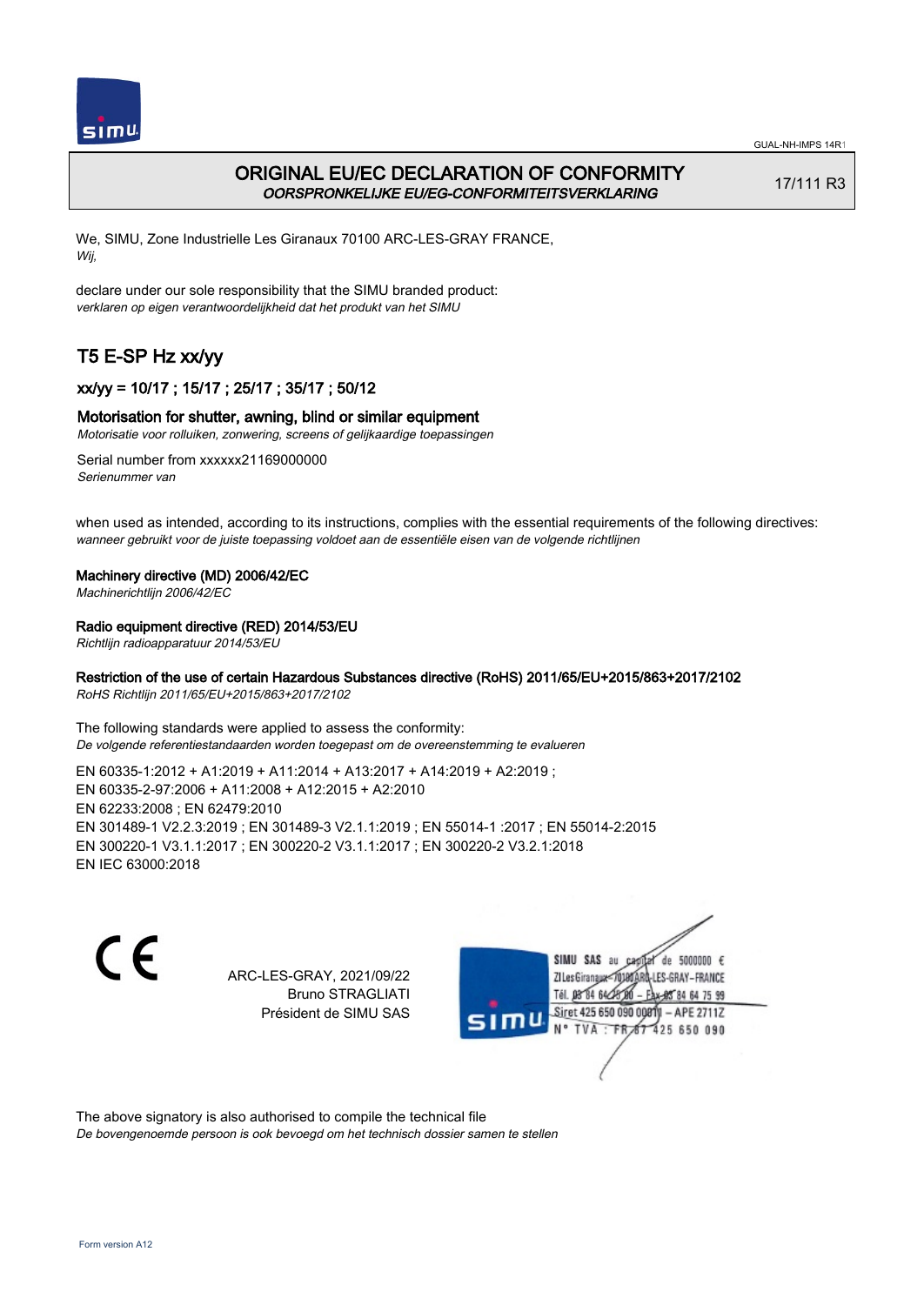# ORIGINAL EU/EC DECLARATION OF CONFORMITY

*OORSPRONKELIJKE EU/EG-CONFORMITEITSVERKLARING*

17/111 R3

We, SIMU, Zone Industrielle Les Giranaux 70100 ARC-LES-GRAY FRANCE,
*Wij,*

declare under our sole responsibility that the SIMU branded product:
*verklaren op eigen verantwoordelijkheid dat het produkt van het SIMU*

## T5 E-SP Hz xx/yy

### xx/yy = 10/17 ; 15/17 ; 25/17 ; 35/17 ; 50/12

### Motorisation for shutter, awning, blind or similar equipment

*Motorisatie voor rolluiken, zonwering, screens of gelijkaardige toepassingen*

Serial number from xxxxxx21169000000
*Serienummer van*

when used as intended, according to its instructions, complies with the essential requirements of the following directives:
*wanneer gebruikt voor de juiste toepassing voldoet aan de essentiële eisen van de volgende richtlijnen*

**Machinery directive (MD) 2006/42/EC**
*Machinerichtlijn 2006/42/EC*

**Radio equipment directive (RED) 2014/53/EU**
*Richtlijn radioapparatuur 2014/53/EU*

**Restriction of the use of certain Hazardous Substances directive (RoHS) 2011/65/EU+2015/863+2017/2102**
*RoHS Richtlijn 2011/65/EU+2015/863+2017/2102*

The following standards were applied to assess the conformity:
*De volgende referentiestandaarden worden toegepast om de overeenstemming te evalueren*

EN 60335-1:2012 + A1:2019 + A11:2014 + A13:2017 + A14:2019 + A2:2019 ;
EN 60335-2-97:2006 + A11:2008 + A12:2015 + A2:2010
EN 62233:2008 ; EN 62479:2010
EN 301489-1 V2.2.3:2019 ; EN 301489-3 V2.1.1:2019 ; EN 55014-1 :2017 ; EN 55014-2:2015
EN 300220-1 V3.1.1:2017 ; EN 300220-2 V3.1.1:2017 ; EN 300220-2 V3.2.1:2018
EN IEC 63000:2018

CE

ARC-LES-GRAY, 2021/09/22
Bruno STRAGLIATI
Président de SIMU SAS

SIMU SAS au capital de 5000000 €
ZI Les Giranaux 70100 ARC-LES-GRAY-FRANCE
Tél. 03 84 64 75 00 – Fax 03 84 64 75 99
Siret 425 650 090 00011 – APE 2711Z
N° TVA : FR 67 425 650 090

The above signatory is also authorised to compile the technical file
*De bovengenoemde persoon is ook bevoegd om het technisch dossier samen te stellen*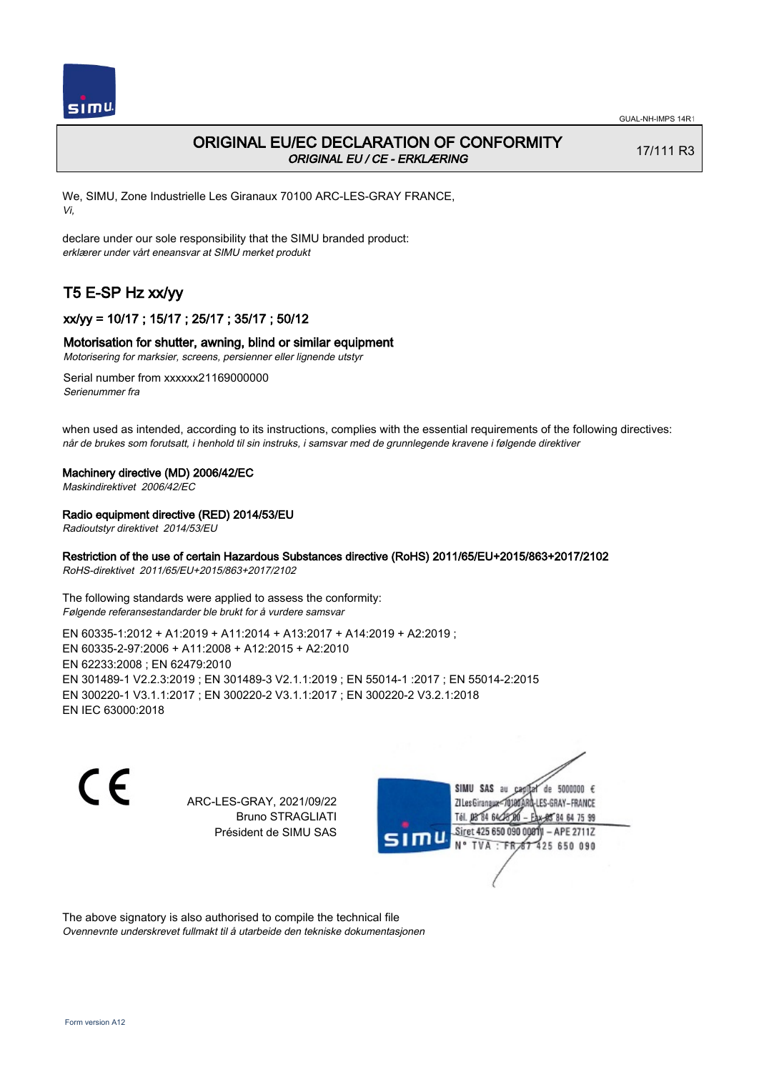GUAL-NH-IMPS 14R1

# ORIGINAL EU/EC DECLARATION OF CONFORMITY

*ORIGINAL EU / CE - ERKLÆRING*

17/111 R3

We, SIMU, Zone Industrielle Les Giranaux 70100 ARC-LES-GRAY FRANCE,
*Vi,*

declare under our sole responsibility that the SIMU branded product:
*erklærer under vårt eneansvar at SIMU merket produkt*

## T5 E-SP Hz xx/yy

### xx/yy = 10/17 ; 15/17 ; 25/17 ; 35/17 ; 50/12

### Motorisation for shutter, awning, blind or similar equipment

*Motorisering for marksier, screens, persienner eller lignende utstyr*

Serial number from xxxxxx21169000000
*Serienummer fra*

when used as intended, according to its instructions, complies with the essential requirements of the following directives:
*når de brukes som forutsatt, i henhold til sin instruks, i samsvar med de grunnlegende kravene i følgende direktiver*

**Machinery directive (MD) 2006/42/EC**
*Maskindirektivet 2006/42/EC*

**Radio equipment directive (RED) 2014/53/EU**
*Radioutstyr direktivet 2014/53/EU*

**Restriction of the use of certain Hazardous Substances directive (RoHS) 2011/65/EU+2015/863+2017/2102**
*RoHS-direktivet 2011/65/EU+2015/863+2017/2102*

The following standards were applied to assess the conformity:
*Følgende referansestandarder ble brukt for å vurdere samsvar*

EN 60335-1:2012 + A1:2019 + A11:2014 + A13:2017 + A14:2019 + A2:2019 ;
EN 60335-2-97:2006 + A11:2008 + A12:2015 + A2:2010
EN 62233:2008 ; EN 62479:2010
EN 301489-1 V2.2.3:2019 ; EN 301489-3 V2.1.1:2019 ; EN 55014-1 :2017 ; EN 55014-2:2015
EN 300220-1 V3.1.1:2017 ; EN 300220-2 V3.1.1:2017 ; EN 300220-2 V3.2.1:2018
EN IEC 63000:2018

CE

ARC-LES-GRAY, 2021/09/22
Bruno STRAGLIATI
Président de SIMU SAS

SIMU SAS au capital de 5000000 €
ZI Les Giranaux 70100 ARC-LES-GRAY-FRANCE
Tél. 03 84 64 75 00 – Fax 03 84 64 75 99
Siret 425 650 090 00011 – APE 2711Z
N° TVA : FR 67 425 650 090

The above signatory is also authorised to compile the technical file
*Ovennevnte underskreved fullmakt til å utarbeide den tekniske dokumentasjonen*

Form version A12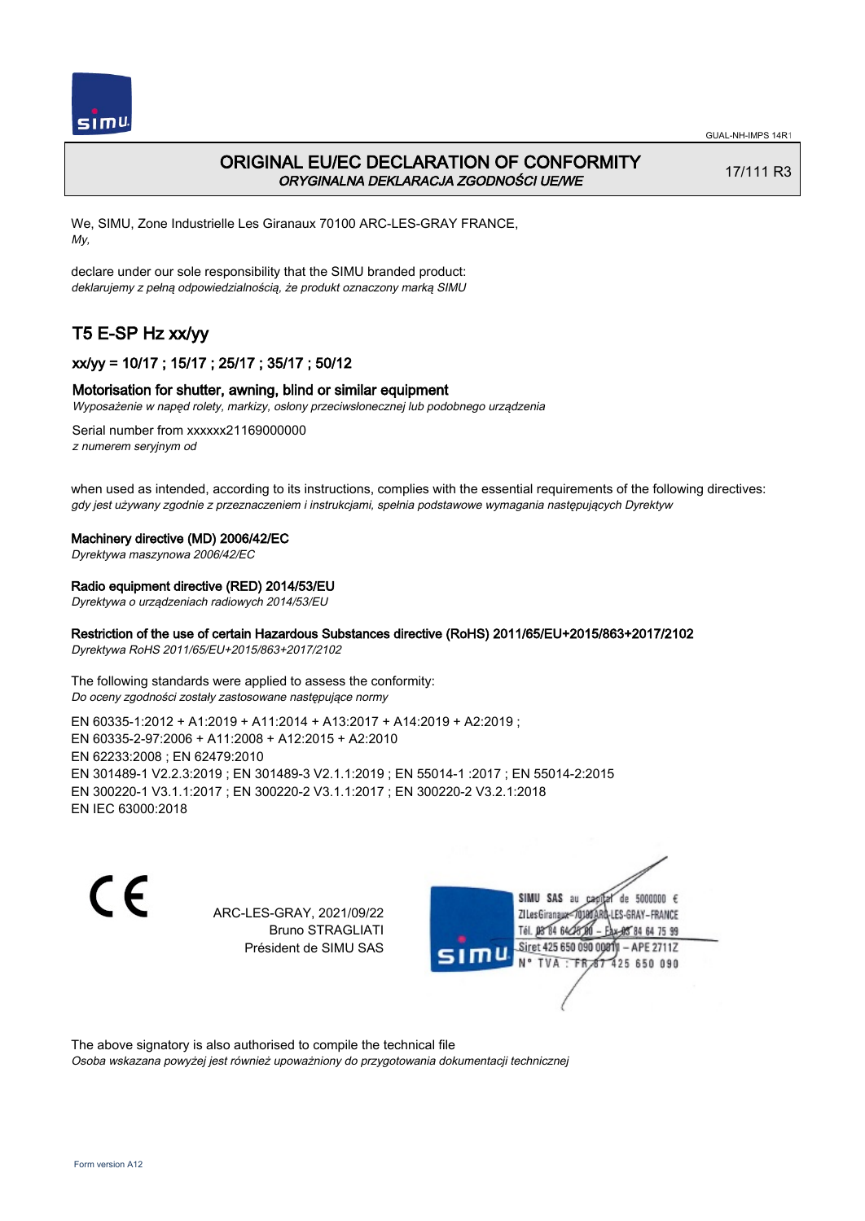GUAL-NH-IMPS 14R1

# ORIGINAL EU/EC DECLARATION OF CONFORMITY
*ORYGINALNA DEKLARACJA ZGODNOŚCI UE/WE*

17/111 R3

We, SIMU, Zone Industrielle Les Giranaux 70100 ARC-LES-GRAY FRANCE,
*My,*

declare under our sole responsibility that the SIMU branded product:
*deklarujemy z pełną odpowiedzialnością, że produkt oznaczony marką SIMU*

## T5 E-SP Hz xx/yy

### xx/yy = 10/17 ; 15/17 ; 25/17 ; 35/17 ; 50/12

### Motorisation for shutter, awning, blind or similar equipment
*Wyposażenie w napęd rolety, markizy, osłony przeciwsłonecznej lub podobnego urządzenia*

Serial number from xxxxxx21169000000
*z numerem seryjnym od*

when used as intended, according to its instructions, complies with the essential requirements of the following directives:
*gdy jest używany zgodnie z przeznaczeniem i instrukcjami, spełnia podstawowe wymagania następujących Dyrektyw*

**Machinery directive (MD) 2006/42/EC**
*Dyrektywa maszynowa 2006/42/EC*

**Radio equipment directive (RED) 2014/53/EU**
*Dyrektywa o urządzeniach radiowych 2014/53/EU*

**Restriction of the use of certain Hazardous Substances directive (RoHS) 2011/65/EU+2015/863+2017/2102**
*Dyrektywa RoHS 2011/65/EU+2015/863+2017/2102*

The following standards were applied to assess the conformity:
*Do oceny zgodności zostały zastosowane następujące normy*

EN 60335-1:2012 + A1:2019 + A11:2014 + A13:2017 + A14:2019 + A2:2019 ;
EN 60335-2-97:2006 + A11:2008 + A12:2015 + A2:2010
EN 62233:2008 ; EN 62479:2010
EN 301489-1 V2.2.3:2019 ; EN 301489-3 V2.1.1:2019 ; EN 55014-1 :2017 ; EN 55014-2:2015
EN 300220-1 V3.1.1:2017 ; EN 300220-2 V3.1.1:2017 ; EN 300220-2 V3.2.1:2018
EN IEC 63000:2018

CE

ARC-LES-GRAY, 2021/09/22
Bruno STRAGLIATI
Président de SIMU SAS

SIMU SAS au capital de 5000000 €
ZI Les Giranaux 70100 ARC-LES-GRAY-FRANCE
Tél. 03 84 64 75 00 – Fax 03 84 64 75 99
Siret 425 650 090 00011 – APE 2711Z
N° TVA : FR 67 425 650 090

The above signatory is also authorised to compile the technical file
*Osoba wskazana powyżej jest również upoważniony do przygotowania dokumentacji technicznej*

Form version A12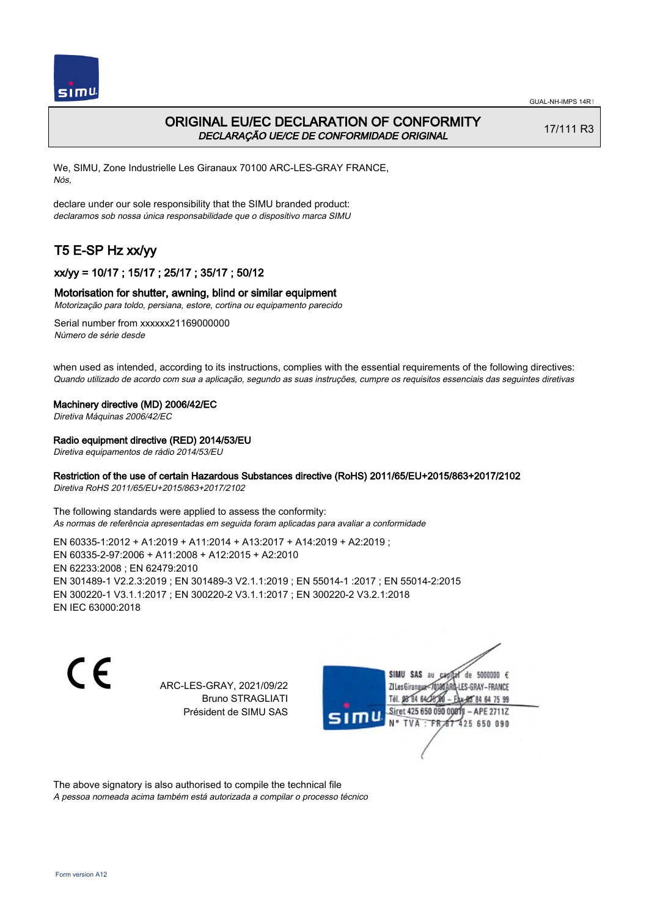# ORIGINAL EU/EC DECLARATION OF CONFORMITY
*DECLARAÇÃO UE/CE DE CONFORMIDADE ORIGINAL*

17/111 R3

We, SIMU, Zone Industrielle Les Giranaux 70100 ARC-LES-GRAY FRANCE,
*Nós,*

declare under our sole responsibility that the SIMU branded product:
*declaramos sob nossa única responsabilidade que o dispositivo marca SIMU*

## T5 E-SP Hz xx/yy

### xx/yy = 10/17 ; 15/17 ; 25/17 ; 35/17 ; 50/12

### Motorisation for shutter, awning, blind or similar equipment
*Motorização para toldo, persiana, estore, cortina ou equipamento parecido*

Serial number from xxxxxx21169000000
*Número de série desde*

when used as intended, according to its instructions, complies with the essential requirements of the following directives:
*Quando utilizado de acordo com sua a aplicação, segundo as suas instruções, cumpre os requisitos essenciais das seguintes diretivas*

**Machinery directive (MD) 2006/42/EC**
*Diretiva Máquinas 2006/42/EC*

**Radio equipment directive (RED) 2014/53/EU**
*Diretiva equipamentos de rádio 2014/53/EU*

**Restriction of the use of certain Hazardous Substances directive (RoHS) 2011/65/EU+2015/863+2017/2102**
*Diretiva RoHS 2011/65/EU+2015/863+2017/2102*

The following standards were applied to assess the conformity:
*As normas de referência apresentadas em seguida foram aplicadas para avaliar a conformidade*

EN 60335-1:2012 + A1:2019 + A11:2014 + A13:2017 + A14:2019 + A2:2019 ;
EN 60335-2-97:2006 + A11:2008 + A12:2015 + A2:2010
EN 62233:2008 ; EN 62479:2010
EN 301489-1 V2.2.3:2019 ; EN 301489-3 V2.1.1:2019 ; EN 55014-1 :2017 ; EN 55014-2:2015
EN 300220-1 V3.1.1:2017 ; EN 300220-2 V3.1.1:2017 ; EN 300220-2 V3.2.1:2018
EN IEC 63000:2018

ARC-LES-GRAY, 2021/09/22
Bruno STRAGLIATI
Président de SIMU SAS

SIMU SAS au capital de 5000000 €
ZI Les Giranaux 70100 ARC-LES-GRAY-FRANCE
Tél. 03 84 64 75 00 – Fax 03 84 64 75 99
Siret 425 650 090 00011 – APE 2711Z
N° TVA : FR 67 425 650 090

The above signatory is also authorised to compile the technical file
*A pessoa nomeada acima também está autorizada a compilar o processo técnico*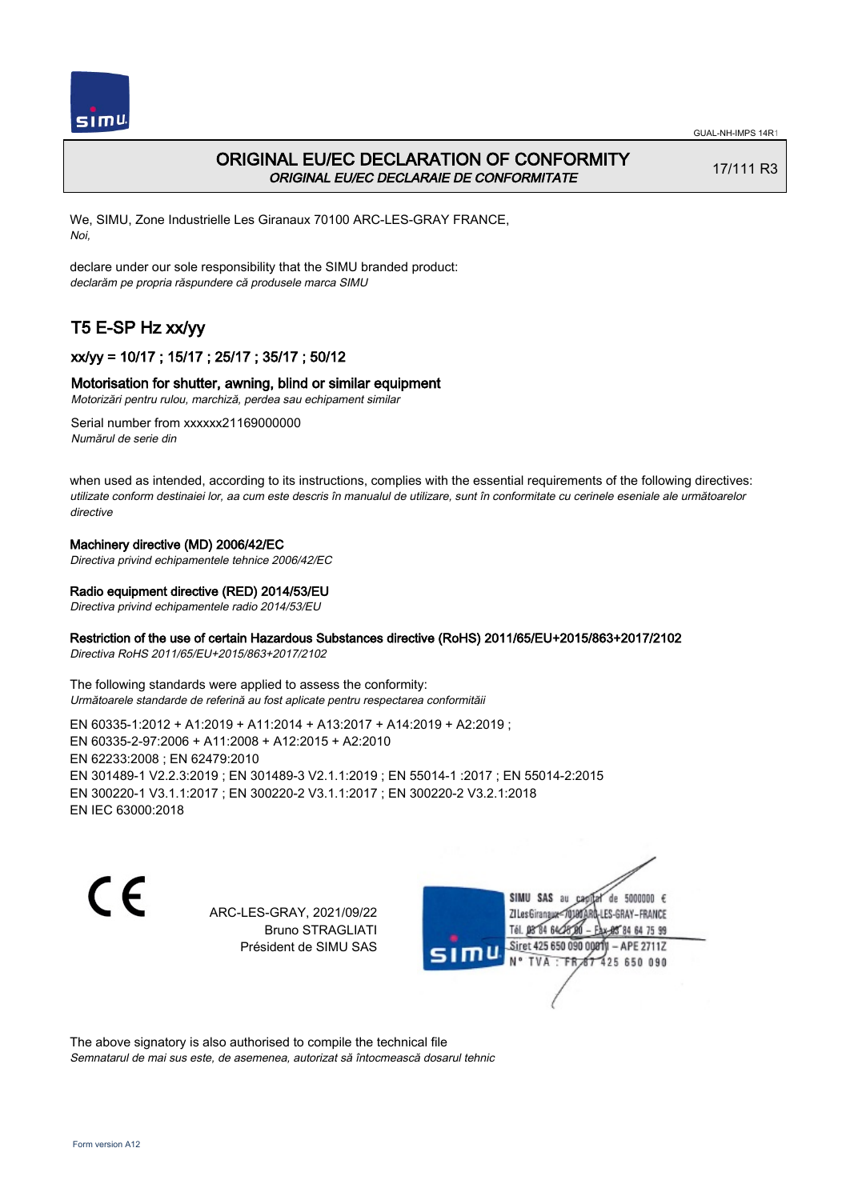# ORIGINAL EU/EC DECLARATION OF CONFORMITY

*ORIGINAL EU/EC DECLARAIE DE CONFORMITATE*

17/111 R3

We, SIMU, Zone Industrielle Les Giranaux 70100 ARC-LES-GRAY FRANCE,
*Noi,*

declare under our sole responsibility that the SIMU branded product:
*declarăm pe propria răspundere că produsele marca SIMU*

## T5 E-SP Hz xx/yy

### xx/yy = 10/17 ; 15/17 ; 25/17 ; 35/17 ; 50/12

### Motorisation for shutter, awning, blind or similar equipment

*Motorizări pentru rulou, marchiză, perdea sau echipament similar*

Serial number from xxxxxx21169000000
*Numărul de serie din*

when used as intended, according to its instructions, complies with the essential requirements of the following directives:
*utilizate conform destinaiei lor, aa cum este descris în manualul de utilizare, sunt în conformitate cu cerinele eseniale ale următoarelor directive*

**Machinery directive (MD) 2006/42/EC**
*Directiva privind echipamentele tehnice 2006/42/EC*

**Radio equipment directive (RED) 2014/53/EU**
*Directiva privind echipamentele radio 2014/53/EU*

**Restriction of the use of certain Hazardous Substances directive (RoHS) 2011/65/EU+2015/863+2017/2102**
*Directiva RoHS 2011/65/EU+2015/863+2017/2102*

The following standards were applied to assess the conformity:
*Următoarele standarde de referină au fost aplicate pentru respectarea conformităii*

EN 60335-1:2012 + A1:2019 + A11:2014 + A13:2017 + A14:2019 + A2:2019 ;
EN 60335-2-97:2006 + A11:2008 + A12:2015 + A2:2010
EN 62233:2008 ; EN 62479:2010
EN 301489-1 V2.2.3:2019 ; EN 301489-3 V2.1.1:2019 ; EN 55014-1 :2017 ; EN 55014-2:2015
EN 300220-1 V3.1.1:2017 ; EN 300220-2 V3.1.1:2017 ; EN 300220-2 V3.2.1:2018
EN IEC 63000:2018

CE

ARC-LES-GRAY, 2021/09/22
Bruno STRAGLIATI
Président de SIMU SAS

SIMU SAS au capital de 5000000 €
ZI Les Giranaux - 70100 ARC-LES-GRAY - FRANCE
Tél. 03 84 64 75 00 - Fax 03 84 64 75 99
Siret 425 650 090 00011 - APE 2711Z
N° TVA : FR 87 425 650 090

The above signatory is also authorised to compile the technical file
*Semnatarul de mai sus este, de asemenea, autorizat să întocmească dosarul tehnic*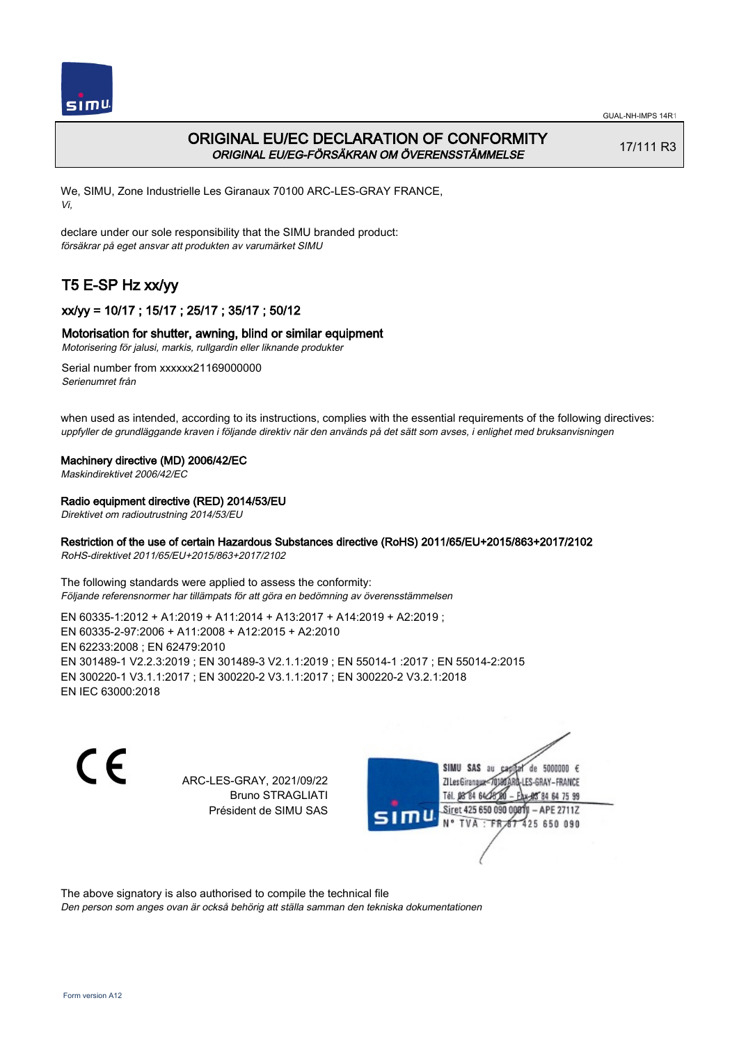GUAL-NH-IMPS 14R1

# ORIGINAL EU/EC DECLARATION OF CONFORMITY
*ORIGINAL EU/EG-FÖRSÄKRAN OM ÖVERENSSTÄMMELSE*

17/111 R3

We, SIMU, Zone Industrielle Les Giranaux 70100 ARC-LES-GRAY FRANCE,
*Vi,*

declare under our sole responsibility that the SIMU branded product:
*försäkrar på eget ansvar att produkten av varumärket SIMU*

## T5 E-SP Hz xx/yy

### xx/yy = 10/17 ; 15/17 ; 25/17 ; 35/17 ; 50/12

### Motorisation for shutter, awning, blind or similar equipment
*Motorisering för jalusi, markis, rullgardin eller liknande produkter*

Serial number from xxxxxx21169000000
*Serienumret från*

when used as intended, according to its instructions, complies with the essential requirements of the following directives:
*uppfyller de grundläggande kraven i följande direktiv när den används på det sätt som avses, i enlighet med bruksanvisningen*

**Machinery directive (MD) 2006/42/EC**
*Maskindirektivet 2006/42/EC*

**Radio equipment directive (RED) 2014/53/EU**
*Direktivet om radioutrustning 2014/53/EU*

**Restriction of the use of certain Hazardous Substances directive (RoHS) 2011/65/EU+2015/863+2017/2102**
*RoHS-direktivet 2011/65/EU+2015/863+2017/2102*

The following standards were applied to assess the conformity:
*Följande referensnormer har tillämpats för att göra en bedömning av överensstämmelsen*

EN 60335-1:2012 + A1:2019 + A11:2014 + A13:2017 + A14:2019 + A2:2019 ;
EN 60335-2-97:2006 + A11:2008 + A12:2015 + A2:2010
EN 62233:2008 ; EN 62479:2010
EN 301489-1 V2.2.3:2019 ; EN 301489-3 V2.1.1:2019 ; EN 55014-1 :2017 ; EN 55014-2:2015
EN 300220-1 V3.1.1:2017 ; EN 300220-2 V3.1.1:2017 ; EN 300220-2 V3.2.1:2018
EN IEC 63000:2018

CE

ARC-LES-GRAY, 2021/09/22
Bruno STRAGLIATI
Président de SIMU SAS

SIMU SAS au capital de 5000000 €
ZI Les Giranaux 70100 ARC-LES-GRAY-FRANCE
Tél. 03 84 64 28 00 – Fax 03 84 64 75 99
Siret 425 650 090 00011 – APE 2711Z
N° TVA : FR 67 425 650 090

The above signatory is also authorised to compile the technical file
*Den person som anges ovan är också behörig att ställa samman den tekniska dokumentationen*

Form version A12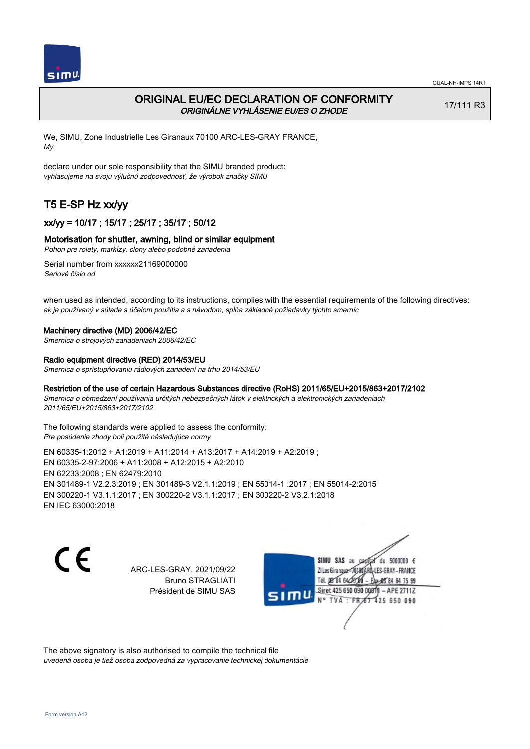GUAL-NH-IMPS 14R1

# ORIGINAL EU/EC DECLARATION OF CONFORMITY

*ORIGINÁLNE VYHLÁSENIE EU/ES O ZHODE*

17/111 R3

We, SIMU, Zone Industrielle Les Giranaux 70100 ARC-LES-GRAY FRANCE,
*My,*

declare under our sole responsibility that the SIMU branded product:
*vyhlasujeme na svoju výlučnú zodpovednosť, že výrobok značky SIMU*

## T5 E-SP Hz xx/yy

### xx/yy = 10/17 ; 15/17 ; 25/17 ; 35/17 ; 50/12

### Motorisation for shutter, awning, blind or similar equipment

*Pohon pre rolety, markízy, clony alebo podobné zariadenia*

Serial number from xxxxxx21169000000
*Seriové číslo od*

when used as intended, according to its instructions, complies with the essential requirements of the following directives:
*ak je používaný v súlade s účelom použitia a s návodom, spĺňa základné požiadavky týchto smerníc*

**Machinery directive (MD) 2006/42/EC**
*Smernica o strojových zariadeniach 2006/42/EC*

**Radio equipment directive (RED) 2014/53/EU**
*Smernica o sprístupňovaniu rádiových zariadení na trhu 2014/53/EU*

**Restriction of the use of certain Hazardous Substances directive (RoHS) 2011/65/EU+2015/863+2017/2102**
*Smernica o obmedzení používania určitých nebezpečných látok v elektrických a elektronických zariadeniach 2011/65/EU+2015/863+2017/2102*

The following standards were applied to assess the conformity:
*Pre posúdenie zhody boli použité následujúce normy*

EN 60335-1:2012 + A1:2019 + A11:2014 + A13:2017 + A14:2019 + A2:2019 ;
EN 60335-2-97:2006 + A11:2008 + A12:2015 + A2:2010
EN 62233:2008 ; EN 62479:2010
EN 301489-1 V2.2.3:2019 ; EN 301489-3 V2.1.1:2019 ; EN 55014-1 :2017 ; EN 55014-2:2015
EN 300220-1 V3.1.1:2017 ; EN 300220-2 V3.1.1:2017 ; EN 300220-2 V3.2.1:2018
EN IEC 63000:2018

CE

ARC-LES-GRAY, 2021/09/22
Bruno STRAGLIATI
Président de SIMU SAS

SIMU SAS au capital de 5000000 €
ZI Les Giranaux 70100 ARC-LES-GRAY-FRANCE
Tél. 03 84 64 75 00 – Fax 03 84 64 75 99
Siret 425 650 090 00011 – APE 2711Z
N° TVA : FR 87 425 650 090

The above signatory is also authorised to compile the technical file
*uvedená osoba je tiež osoba zodpovedná za vypracovanie technickej dokumentácie*

Form version A12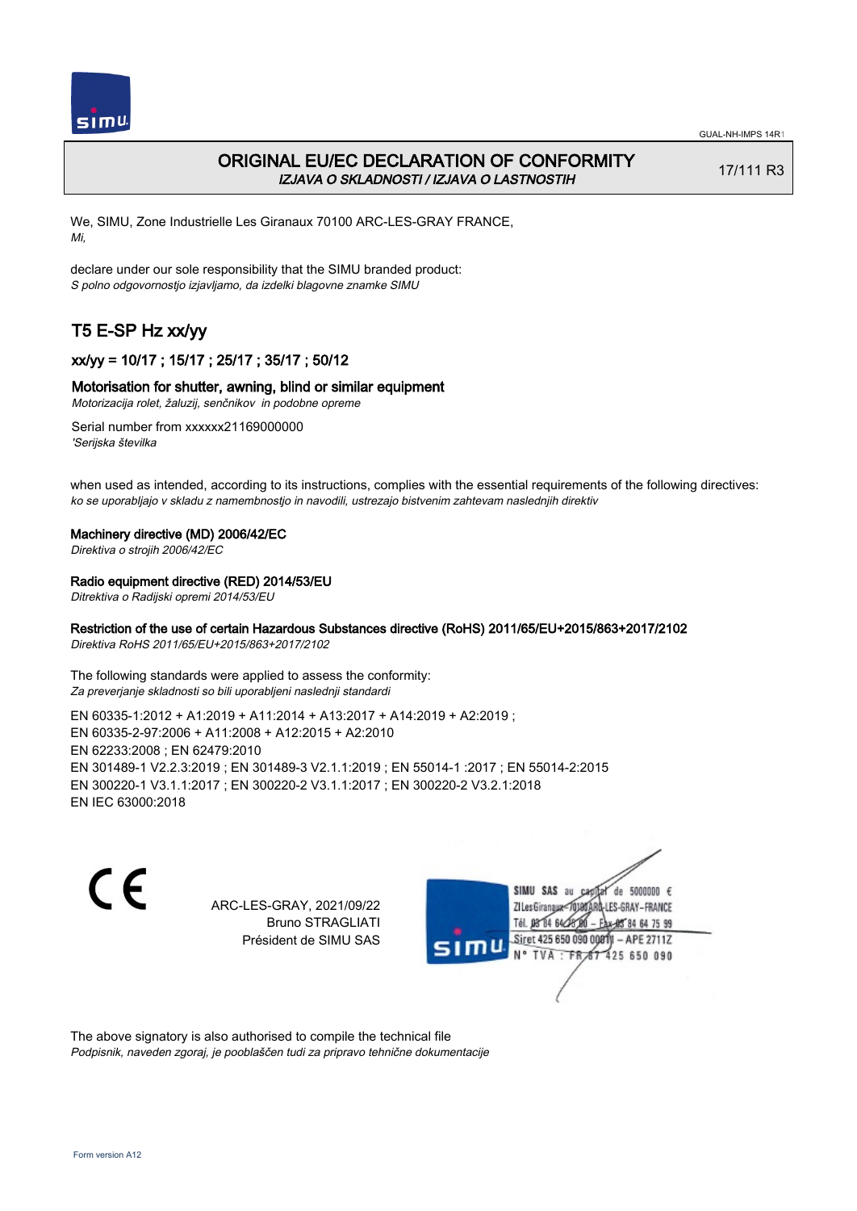# ORIGINAL EU/EC DECLARATION OF CONFORMITY

*IZJAVA O SKLADNOSTI / IZJAVA O LASTNOSTIH*

17/111 R3

We, SIMU, Zone Industrielle Les Giranaux 70100 ARC-LES-GRAY FRANCE,
*Mi,*

declare under our sole responsibility that the SIMU branded product:
*S polno odgovornostjo izjavljamo, da izdelki blagovne znamke SIMU*

## T5 E-SP Hz xx/yy

### xx/yy = 10/17 ; 15/17 ; 25/17 ; 35/17 ; 50/12

### Motorisation for shutter, awning, blind or similar equipment

*Motorizacija rolet, žaluzij, senčnikov in podobne opreme*

Serial number from xxxxxx21169000000
*'Serijska številka*

when used as intended, according to its instructions, complies with the essential requirements of the following directives:
*ko se uporabljajo v skladu z namembnostjo in navodili, ustrezajo bistvenim zahtevam naslednjih direktiv*

**Machinery directive (MD) 2006/42/EC**
*Direktiva o strojih 2006/42/EC*

**Radio equipment directive (RED) 2014/53/EU**
*Ditrektiva o Radijski opremi 2014/53/EU*

**Restriction of the use of certain Hazardous Substances directive (RoHS) 2011/65/EU+2015/863+2017/2102**
*Direktiva RoHS 2011/65/EU+2015/863+2017/2102*

The following standards were applied to assess the conformity:
*Za preverjanje skladnosti so bili uporabljeni naslednji standardi*

EN 60335-1:2012 + A1:2019 + A11:2014 + A13:2017 + A14:2019 + A2:2019 ;
EN 60335-2-97:2006 + A11:2008 + A12:2015 + A2:2010
EN 62233:2008 ; EN 62479:2010
EN 301489-1 V2.2.3:2019 ; EN 301489-3 V2.1.1:2019 ; EN 55014-1 :2017 ; EN 55014-2:2015
EN 300220-1 V3.1.1:2017 ; EN 300220-2 V3.1.1:2017 ; EN 300220-2 V3.2.1:2018
EN IEC 63000:2018

CE

ARC-LES-GRAY, 2021/09/22
Bruno STRAGLIATI
Président de SIMU SAS

SIMU SAS au capital de 5000000 €
ZI Les Giranaux 70100 ARC-LES-GRAY-FRANCE
Tél. 03 84 64 75 00 – Fax 03 84 64 75 99
Siret 425 650 090 00011 – APE 2711Z
N° TVA : FR 67 425 650 090

The above signatory is also authorised to compile the technical file
*Podpisnik, naveden zgoraj, je pooblaščen tudi za pripravo tehnične dokumentacije*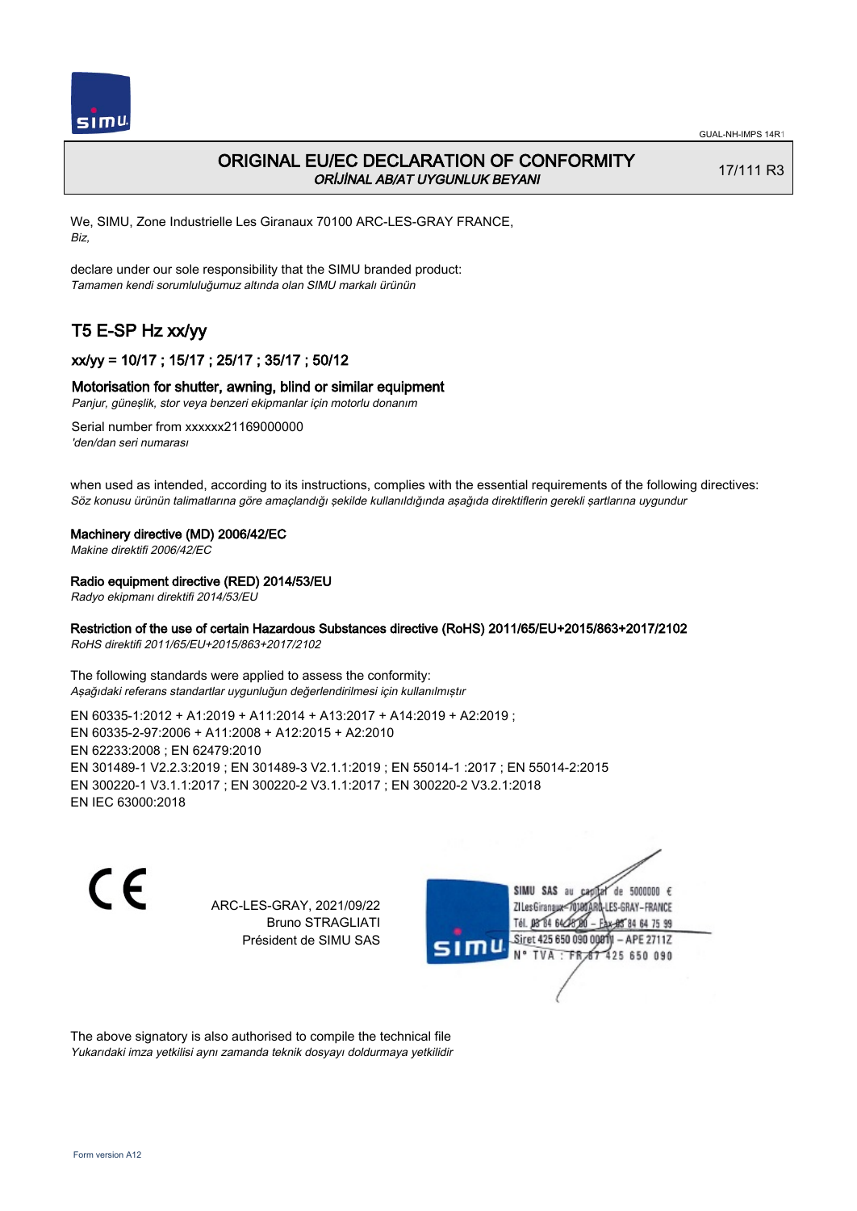# ORIGINAL EU/EC DECLARATION OF CONFORMITY

*ORİJİNAL AB/AT UYGUNLUK BEYANI*

17/111 R3

We, SIMU, Zone Industrielle Les Giranaux 70100 ARC-LES-GRAY FRANCE,
*Biz,*

declare under our sole responsibility that the SIMU branded product:
*Tamamen kendi sorumluluğumuz altında olan SIMU markalı ürünün*

## T5 E-SP Hz xx/yy

### xx/yy = 10/17 ; 15/17 ; 25/17 ; 35/17 ; 50/12

### Motorisation for shutter, awning, blind or similar equipment

*Panjur, güneşlik, stor veya benzeri ekipmanlar için motorlu donanım*

Serial number from xxxxxx21169000000
*'den/dan seri numarası*

when used as intended, according to its instructions, complies with the essential requirements of the following directives:
*Söz konusu ürünün talimatlarına göre amaçlandığı şekilde kullanıldığında aşağıda direktiflerin gerekli şartlarına uygundur*

**Machinery directive (MD) 2006/42/EC**
*Makine direktifi 2006/42/EC*

**Radio equipment directive (RED) 2014/53/EU**
*Radyo ekipmanı direktifi 2014/53/EU*

**Restriction of the use of certain Hazardous Substances directive (RoHS) 2011/65/EU+2015/863+2017/2102**
*RoHS direktifi 2011/65/EU+2015/863+2017/2102*

The following standards were applied to assess the conformity:
*Aşağıdaki referans standartlar uygunluğun değerlendirilmesi için kullanılmıştır*

EN 60335-1:2012 + A1:2019 + A11:2014 + A13:2017 + A14:2019 + A2:2019 ;
EN 60335-2-97:2006 + A11:2008 + A12:2015 + A2:2010
EN 62233:2008 ; EN 62479:2010
EN 301489-1 V2.2.3:2019 ; EN 301489-3 V2.1.1:2019 ; EN 55014-1 :2017 ; EN 55014-2:2015
EN 300220-1 V3.1.1:2017 ; EN 300220-2 V3.1.1:2017 ; EN 300220-2 V3.2.1:2018
EN IEC 63000:2018

CE

ARC-LES-GRAY, 2021/09/22
Bruno STRAGLIATI
Président de SIMU SAS

SIMU SAS au capital de 5000000 €
ZI Les Giranaux 70100 ARC-LES-GRAY-FRANCE
Tél. 03 84 64 75 00 – Fax 03 84 64 75 99
Siret 425 650 090 00011 – APE 2711Z
N° TVA : FR 67 425 650 090

The above signatory is also authorised to compile the technical file
*Yukarıdaki imza yetkilisi aynı zamanda teknik dosyayı doldurmaya yetkilidir*